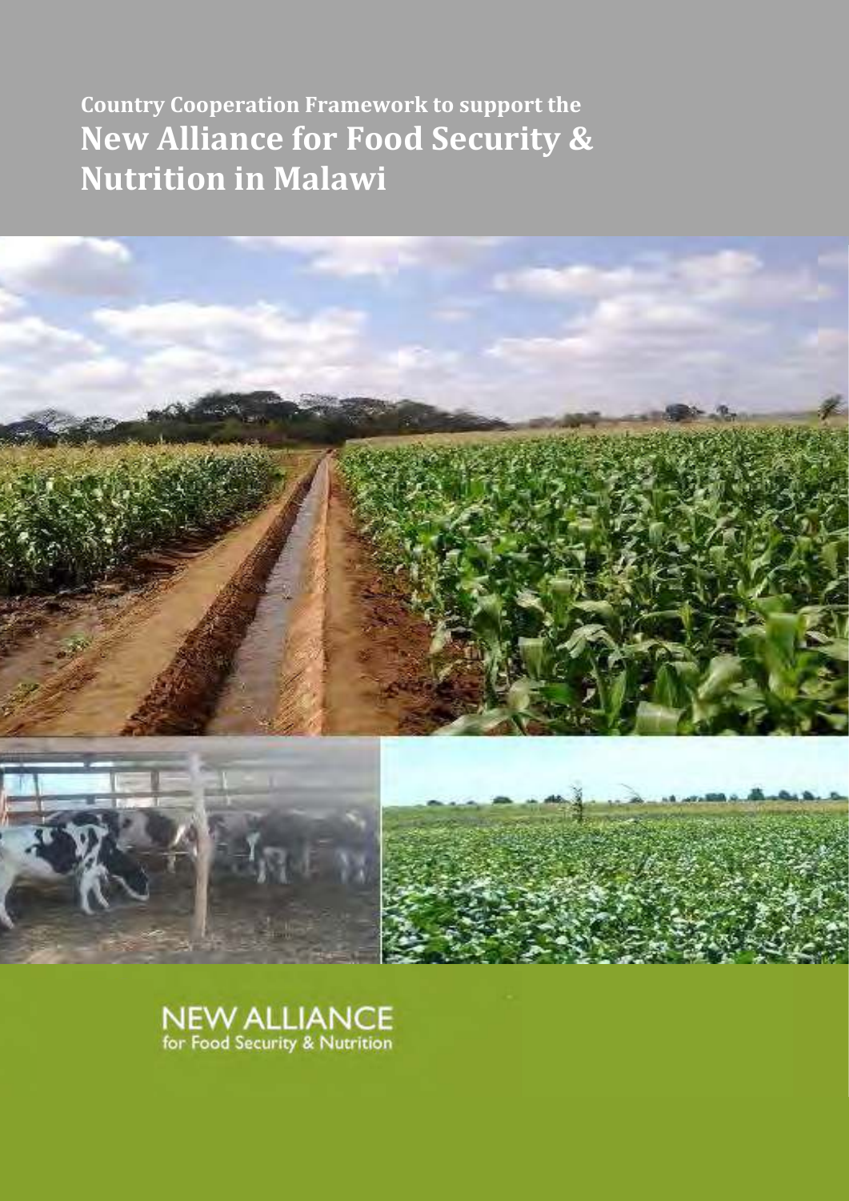**Country Cooperation Framework to support the**

# New Alliance for Food Security & Nutrition in Malawi

NEW ALLIANCE
for Food Security & Nutrition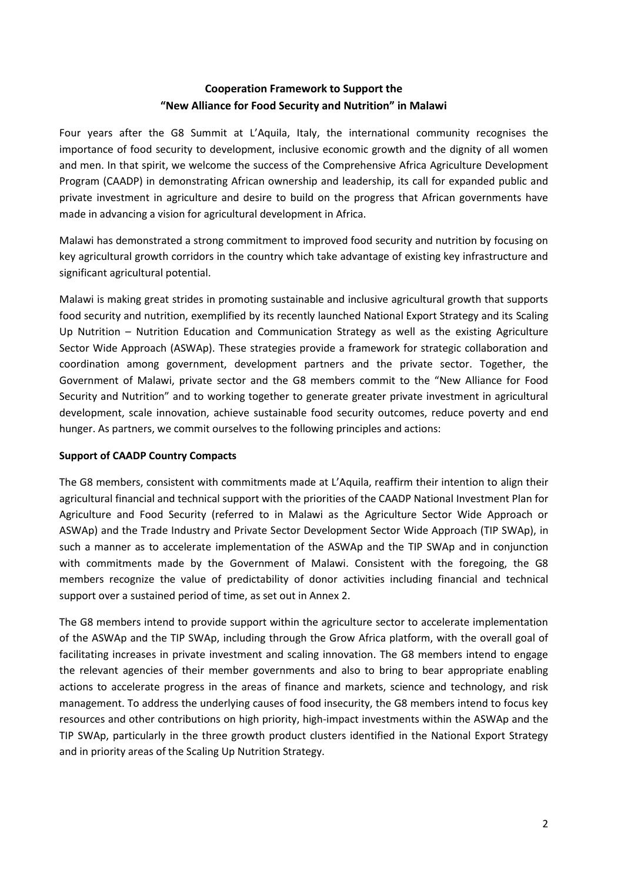**Cooperation Framework to Support the "New Alliance for Food Security and Nutrition" in Malawi**

Four years after the G8 Summit at L'Aquila, Italy, the international community recognises the importance of food security to development, inclusive economic growth and the dignity of all women and men. In that spirit, we welcome the success of the Comprehensive Africa Agriculture Development Program (CAADP) in demonstrating African ownership and leadership, its call for expanded public and private investment in agriculture and desire to build on the progress that African governments have made in advancing a vision for agricultural development in Africa.

Malawi has demonstrated a strong commitment to improved food security and nutrition by focusing on key agricultural growth corridors in the country which take advantage of existing key infrastructure and significant agricultural potential.

Malawi is making great strides in promoting sustainable and inclusive agricultural growth that supports food security and nutrition, exemplified by its recently launched National Export Strategy and its Scaling Up Nutrition – Nutrition Education and Communication Strategy as well as the existing Agriculture Sector Wide Approach (ASWAp). These strategies provide a framework for strategic collaboration and coordination among government, development partners and the private sector. Together, the Government of Malawi, private sector and the G8 members commit to the "New Alliance for Food Security and Nutrition" and to working together to generate greater private investment in agricultural development, scale innovation, achieve sustainable food security outcomes, reduce poverty and end hunger. As partners, we commit ourselves to the following principles and actions:

**Support of CAADP Country Compacts**

The G8 members, consistent with commitments made at L'Aquila, reaffirm their intention to align their agricultural financial and technical support with the priorities of the CAADP National Investment Plan for Agriculture and Food Security (referred to in Malawi as the Agriculture Sector Wide Approach or ASWAp) and the Trade Industry and Private Sector Development Sector Wide Approach (TIP SWAp), in such a manner as to accelerate implementation of the ASWAp and the TIP SWAp and in conjunction with commitments made by the Government of Malawi. Consistent with the foregoing, the G8 members recognize the value of predictability of donor activities including financial and technical support over a sustained period of time, as set out in Annex 2.

The G8 members intend to provide support within the agriculture sector to accelerate implementation of the ASWAp and the TIP SWAp, including through the Grow Africa platform, with the overall goal of facilitating increases in private investment and scaling innovation. The G8 members intend to engage the relevant agencies of their member governments and also to bring to bear appropriate enabling actions to accelerate progress in the areas of finance and markets, science and technology, and risk management. To address the underlying causes of food insecurity, the G8 members intend to focus key resources and other contributions on high priority, high-impact investments within the ASWAp and the TIP SWAp, particularly in the three growth product clusters identified in the National Export Strategy and in priority areas of the Scaling Up Nutrition Strategy.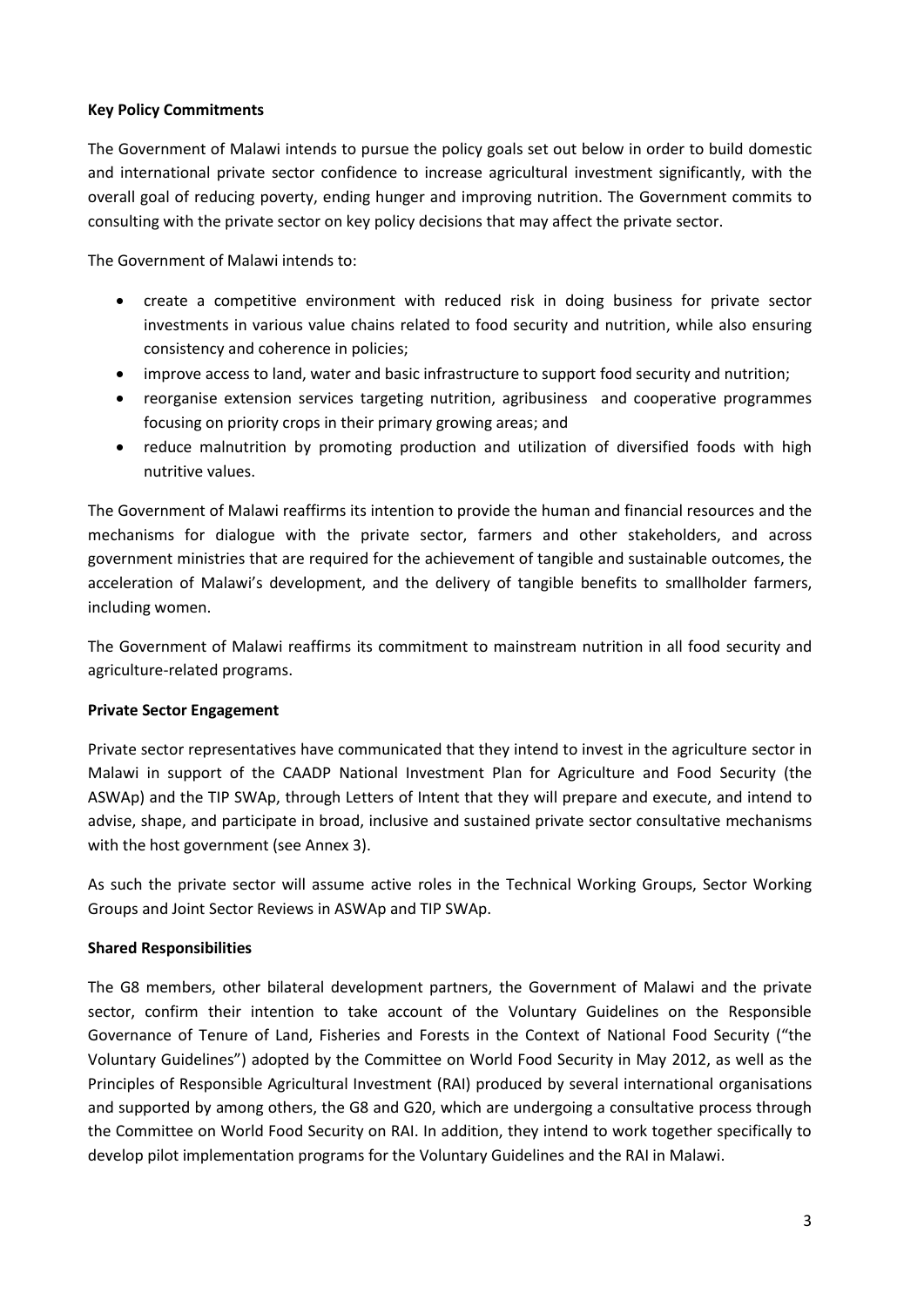**Key Policy Commitments**

The Government of Malawi intends to pursue the policy goals set out below in order to build domestic and international private sector confidence to increase agricultural investment significantly, with the overall goal of reducing poverty, ending hunger and improving nutrition. The Government commits to consulting with the private sector on key policy decisions that may affect the private sector.

The Government of Malawi intends to:

- create a competitive environment with reduced risk in doing business for private sector investments in various value chains related to food security and nutrition, while also ensuring consistency and coherence in policies;
- improve access to land, water and basic infrastructure to support food security and nutrition;
- reorganise extension services targeting nutrition, agribusiness and cooperative programmes focusing on priority crops in their primary growing areas; and
- reduce malnutrition by promoting production and utilization of diversified foods with high nutritive values.

The Government of Malawi reaffirms its intention to provide the human and financial resources and the mechanisms for dialogue with the private sector, farmers and other stakeholders, and across government ministries that are required for the achievement of tangible and sustainable outcomes, the acceleration of Malawi's development, and the delivery of tangible benefits to smallholder farmers, including women.

The Government of Malawi reaffirms its commitment to mainstream nutrition in all food security and agriculture-related programs.

**Private Sector Engagement**

Private sector representatives have communicated that they intend to invest in the agriculture sector in Malawi in support of the CAADP National Investment Plan for Agriculture and Food Security (the ASWAp) and the TIP SWAp, through Letters of Intent that they will prepare and execute, and intend to advise, shape, and participate in broad, inclusive and sustained private sector consultative mechanisms with the host government (see Annex 3).

As such the private sector will assume active roles in the Technical Working Groups, Sector Working Groups and Joint Sector Reviews in ASWAp and TIP SWAp.

**Shared Responsibilities**

The G8 members, other bilateral development partners, the Government of Malawi and the private sector, confirm their intention to take account of the Voluntary Guidelines on the Responsible Governance of Tenure of Land, Fisheries and Forests in the Context of National Food Security ("the Voluntary Guidelines") adopted by the Committee on World Food Security in May 2012, as well as the Principles of Responsible Agricultural Investment (RAI) produced by several international organisations and supported by among others, the G8 and G20, which are undergoing a consultative process through the Committee on World Food Security on RAI. In addition, they intend to work together specifically to develop pilot implementation programs for the Voluntary Guidelines and the RAI in Malawi.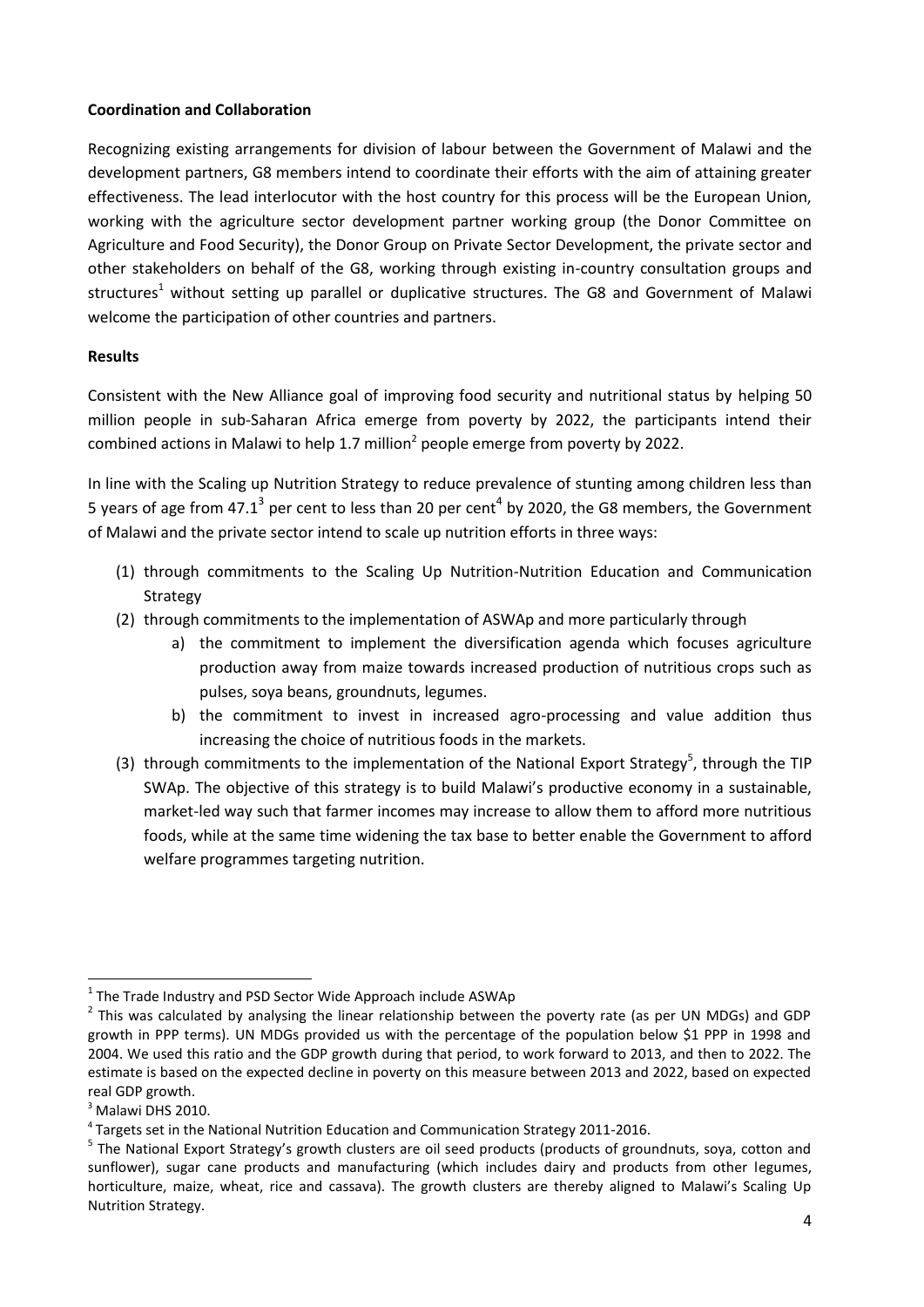**Coordination and Collaboration**

Recognizing existing arrangements for division of labour between the Government of Malawi and the development partners, G8 members intend to coordinate their efforts with the aim of attaining greater effectiveness. The lead interlocutor with the host country for this process will be the European Union, working with the agriculture sector development partner working group (the Donor Committee on Agriculture and Food Security), the Donor Group on Private Sector Development, the private sector and other stakeholders on behalf of the G8, working through existing in-country consultation groups and structures[1] without setting up parallel or duplicative structures. The G8 and Government of Malawi welcome the participation of other countries and partners.

**Results**

Consistent with the New Alliance goal of improving food security and nutritional status by helping 50 million people in sub-Saharan Africa emerge from poverty by 2022, the participants intend their combined actions in Malawi to help 1.7 million[2] people emerge from poverty by 2022.

In line with the Scaling up Nutrition Strategy to reduce prevalence of stunting among children less than 5 years of age from 47.1[3] per cent to less than 20 per cent[4] by 2020, the G8 members, the Government of Malawi and the private sector intend to scale up nutrition efforts in three ways:

(1) through commitments to the Scaling Up Nutrition-Nutrition Education and Communication Strategy
(2) through commitments to the implementation of ASWAp and more particularly through
    a) the commitment to implement the diversification agenda which focuses agriculture production away from maize towards increased production of nutritious crops such as pulses, soya beans, groundnuts, legumes.
    b) the commitment to invest in increased agro-processing and value addition thus increasing the choice of nutritious foods in the markets.
(3) through commitments to the implementation of the National Export Strategy[5], through the TIP SWAp. The objective of this strategy is to build Malawi's productive economy in a sustainable, market-led way such that farmer incomes may increase to allow them to afford more nutritious foods, while at the same time widening the tax base to better enable the Government to afford welfare programmes targeting nutrition.

---

[1] The Trade Industry and PSD Sector Wide Approach include ASWAp

[2] This was calculated by analysing the linear relationship between the poverty rate (as per UN MDGs) and GDP growth in PPP terms). UN MDGs provided us with the percentage of the population below $1 PPP in 1998 and 2004. We used this ratio and the GDP growth during that period, to work forward to 2013, and then to 2022. The estimate is based on the expected decline in poverty on this measure between 2013 and 2022, based on expected real GDP growth.

[3] Malawi DHS 2010.

[4] Targets set in the National Nutrition Education and Communication Strategy 2011-2016.

[5] The National Export Strategy's growth clusters are oil seed products (products of groundnuts, soya, cotton and sunflower), sugar cane products and manufacturing (which includes dairy and products from other legumes, horticulture, maize, wheat, rice and cassava). The growth clusters are thereby aligned to Malawi's Scaling Up Nutrition Strategy.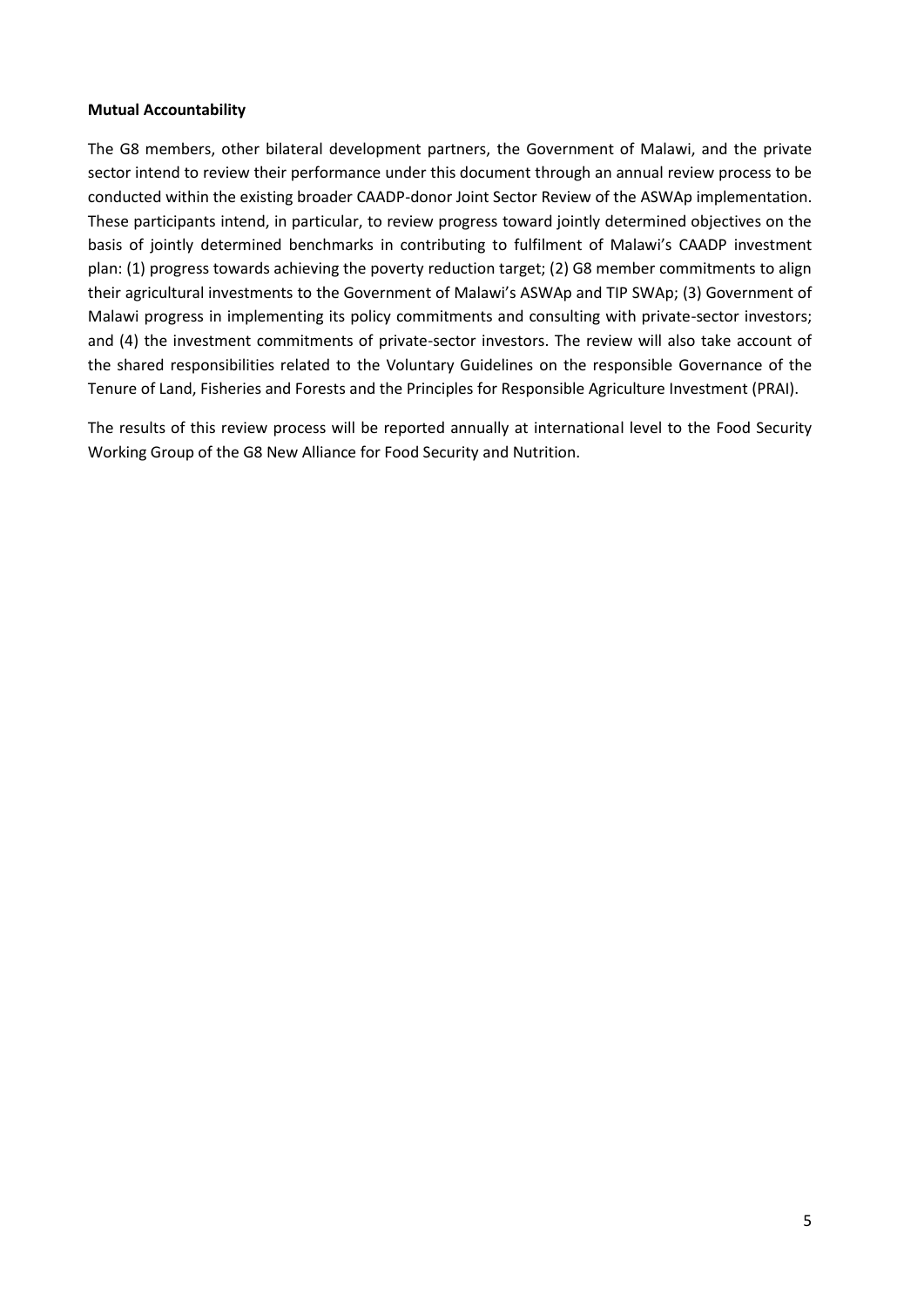**Mutual Accountability**

The G8 members, other bilateral development partners, the Government of Malawi, and the private sector intend to review their performance under this document through an annual review process to be conducted within the existing broader CAADP-donor Joint Sector Review of the ASWAp implementation. These participants intend, in particular, to review progress toward jointly determined objectives on the basis of jointly determined benchmarks in contributing to fulfilment of Malawi's CAADP investment plan: (1) progress towards achieving the poverty reduction target; (2) G8 member commitments to align their agricultural investments to the Government of Malawi's ASWAp and TIP SWAp; (3) Government of Malawi progress in implementing its policy commitments and consulting with private-sector investors; and (4) the investment commitments of private-sector investors. The review will also take account of the shared responsibilities related to the Voluntary Guidelines on the responsible Governance of the Tenure of Land, Fisheries and Forests and the Principles for Responsible Agriculture Investment (PRAI).

The results of this review process will be reported annually at international level to the Food Security Working Group of the G8 New Alliance for Food Security and Nutrition.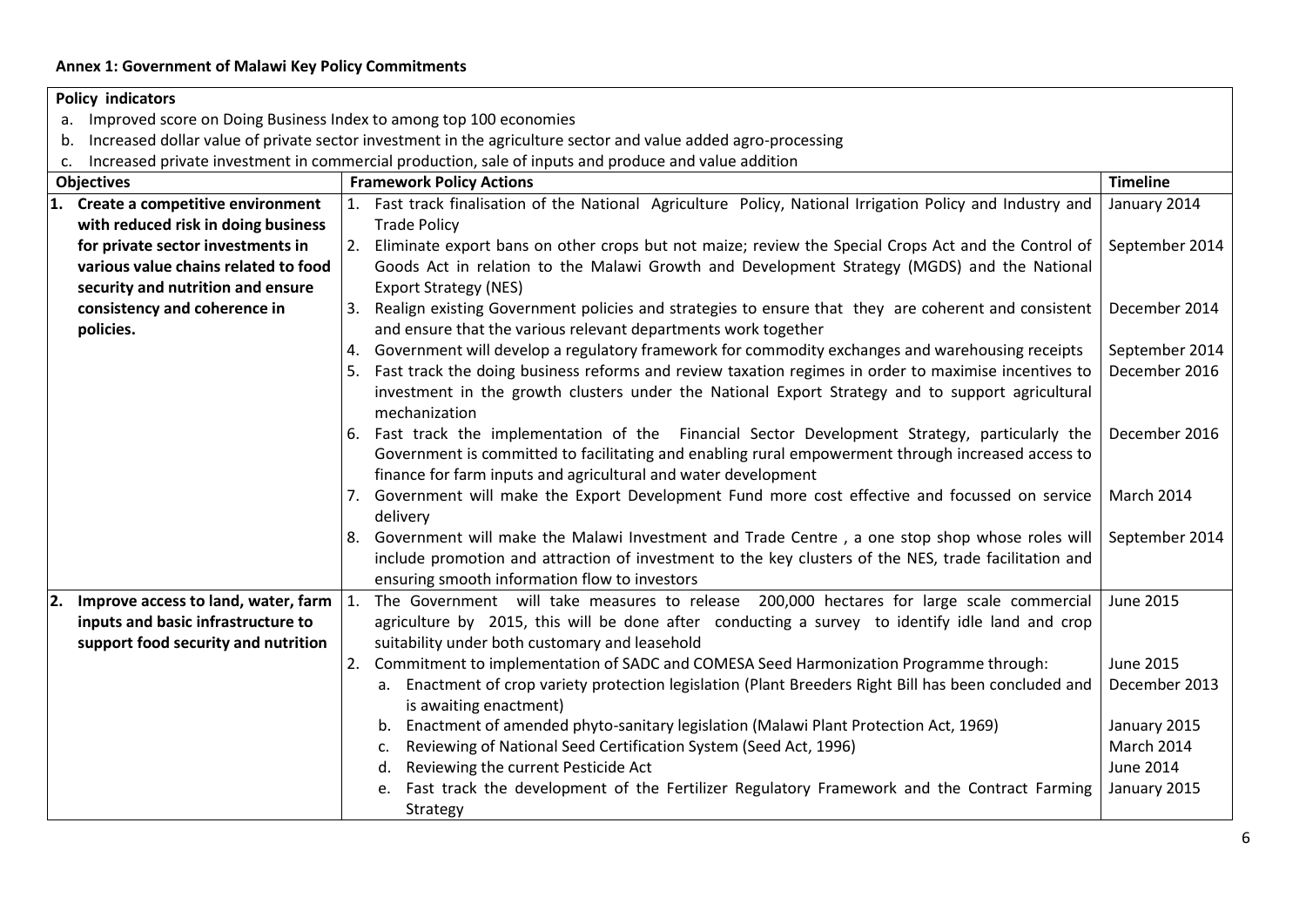**Annex 1: Government of Malawi Key Policy Commitments**

**Policy indicators**

a. Improved score on Doing Business Index to among top 100 economies
b. Increased dollar value of private sector investment in the agriculture sector and value added agro-processing
c. Increased private investment in commercial production, sale of inputs and produce and value addition

| Objectives | Framework Policy Actions | Timeline |
|---|---|---|
| **1. Create a competitive environment with reduced risk in doing business for private sector investments in various value chains related to food security and nutrition and ensure consistency and coherence in policies.** | 1. Fast track finalisation of the National Agriculture Policy, National Irrigation Policy and Industry and Trade Policy | January 2014 |
| | 2. Eliminate export bans on other crops but not maize; review the Special Crops Act and the Control of Goods Act in relation to the Malawi Growth and Development Strategy (MGDS) and the National Export Strategy (NES) | September 2014 |
| | 3. Realign existing Government policies and strategies to ensure that they are coherent and consistent and ensure that the various relevant departments work together | December 2014 |
| | 4. Government will develop a regulatory framework for commodity exchanges and warehousing receipts | September 2014 |
| | 5. Fast track the doing business reforms and review taxation regimes in order to maximise incentives to investment in the growth clusters under the National Export Strategy and to support agricultural mechanization | December 2016 |
| | 6. Fast track the implementation of the Financial Sector Development Strategy, particularly the Government is committed to facilitating and enabling rural empowerment through increased access to finance for farm inputs and agricultural and water development | December 2016 |
| | 7. Government will make the Export Development Fund more cost effective and focussed on service delivery | March 2014 |
| | 8. Government will make the Malawi Investment and Trade Centre , a one stop shop whose roles will include promotion and attraction of investment to the key clusters of the NES, trade facilitation and ensuring smooth information flow to investors | September 2014 |
| **2. Improve access to land, water, farm inputs and basic infrastructure to support food security and nutrition** | 1. The Government will take measures to release 200,000 hectares for large scale commercial agriculture by 2015, this will be done after conducting a survey to identify idle land and crop suitability under both customary and leasehold | June 2015 |
| | 2. Commitment to implementation of SADC and COMESA Seed Harmonization Programme through: | June 2015 |
| | a. Enactment of crop variety protection legislation (Plant Breeders Right Bill has been concluded and is awaiting enactment) | December 2013 |
| | b. Enactment of amended phyto-sanitary legislation (Malawi Plant Protection Act, 1969) | January 2015 |
| | c. Reviewing of National Seed Certification System (Seed Act, 1996) | March 2014 |
| | d. Reviewing the current Pesticide Act | June 2014 |
| | e. Fast track the development of the Fertilizer Regulatory Framework and the Contract Farming Strategy | January 2015 |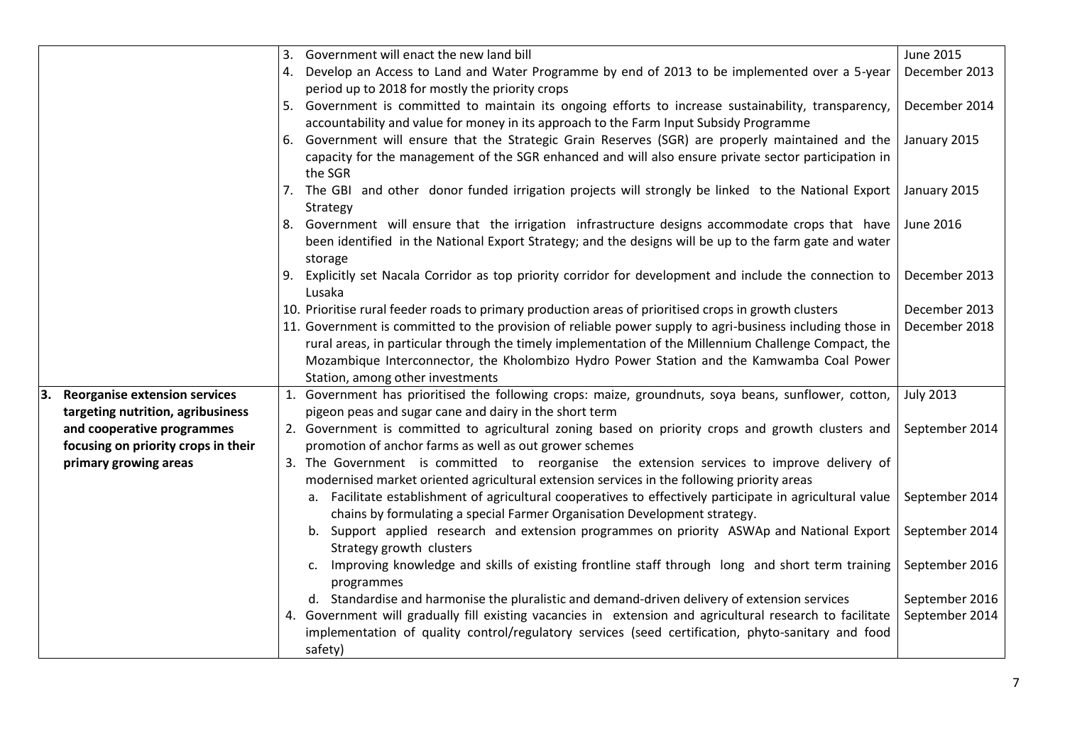|  |  |  |
|---|---|---|
|  | 3. Government will enact the new land bill | June 2015 |
|  | 4. Develop an Access to Land and Water Programme by end of 2013 to be implemented over a 5-year period up to 2018 for mostly the priority crops | December 2013 |
|  | 5. Government is committed to maintain its ongoing efforts to increase sustainability, transparency, accountability and value for money in its approach to the Farm Input Subsidy Programme | December 2014 |
|  | 6. Government will ensure that the Strategic Grain Reserves (SGR) are properly maintained and the capacity for the management of the SGR enhanced and will also ensure private sector participation in the SGR | January 2015 |
|  | 7. The GBI and other donor funded irrigation projects will strongly be linked to the National Export Strategy | January 2015 |
|  | 8. Government will ensure that the irrigation infrastructure designs accommodate crops that have been identified in the National Export Strategy; and the designs will be up to the farm gate and water storage | June 2016 |
|  | 9. Explicitly set Nacala Corridor as top priority corridor for development and include the connection to Lusaka | December 2013 |
|  | 10. Prioritise rural feeder roads to primary production areas of prioritised crops in growth clusters | December 2013 |
|  | 11. Government is committed to the provision of reliable power supply to agri-business including those in rural areas, in particular through the timely implementation of the Millennium Challenge Compact, the Mozambique Interconnector, the Kholombizo Hydro Power Station and the Kamwamba Coal Power Station, among other investments | December 2018 |
| **3. Reorganise extension services targeting nutrition, agribusiness and cooperative programmes focusing on priority crops in their primary growing areas** | 1. Government has prioritised the following crops: maize, groundnuts, soya beans, sunflower, cotton, pigeon peas and sugar cane and dairy in the short term | July 2013 |
|  | 2. Government is committed to agricultural zoning based on priority crops and growth clusters and promotion of anchor farms as well as out grower schemes | September 2014 |
|  | 3. The Government is committed to reorganise the extension services to improve delivery of modernised market oriented agricultural extension services in the following priority areas |  |
|  | a. Facilitate establishment of agricultural cooperatives to effectively participate in agricultural value chains by formulating a special Farmer Organisation Development strategy. | September 2014 |
|  | b. Support applied research and extension programmes on priority ASWAp and National Export Strategy growth clusters | September 2014 |
|  | c. Improving knowledge and skills of existing frontline staff through long and short term training programmes | September 2016 |
|  | d. Standardise and harmonise the pluralistic and demand-driven delivery of extension services | September 2016 |
|  | 4. Government will gradually fill existing vacancies in extension and agricultural research to facilitate implementation of quality control/regulatory services (seed certification, phyto-sanitary and food safety) | September 2014 |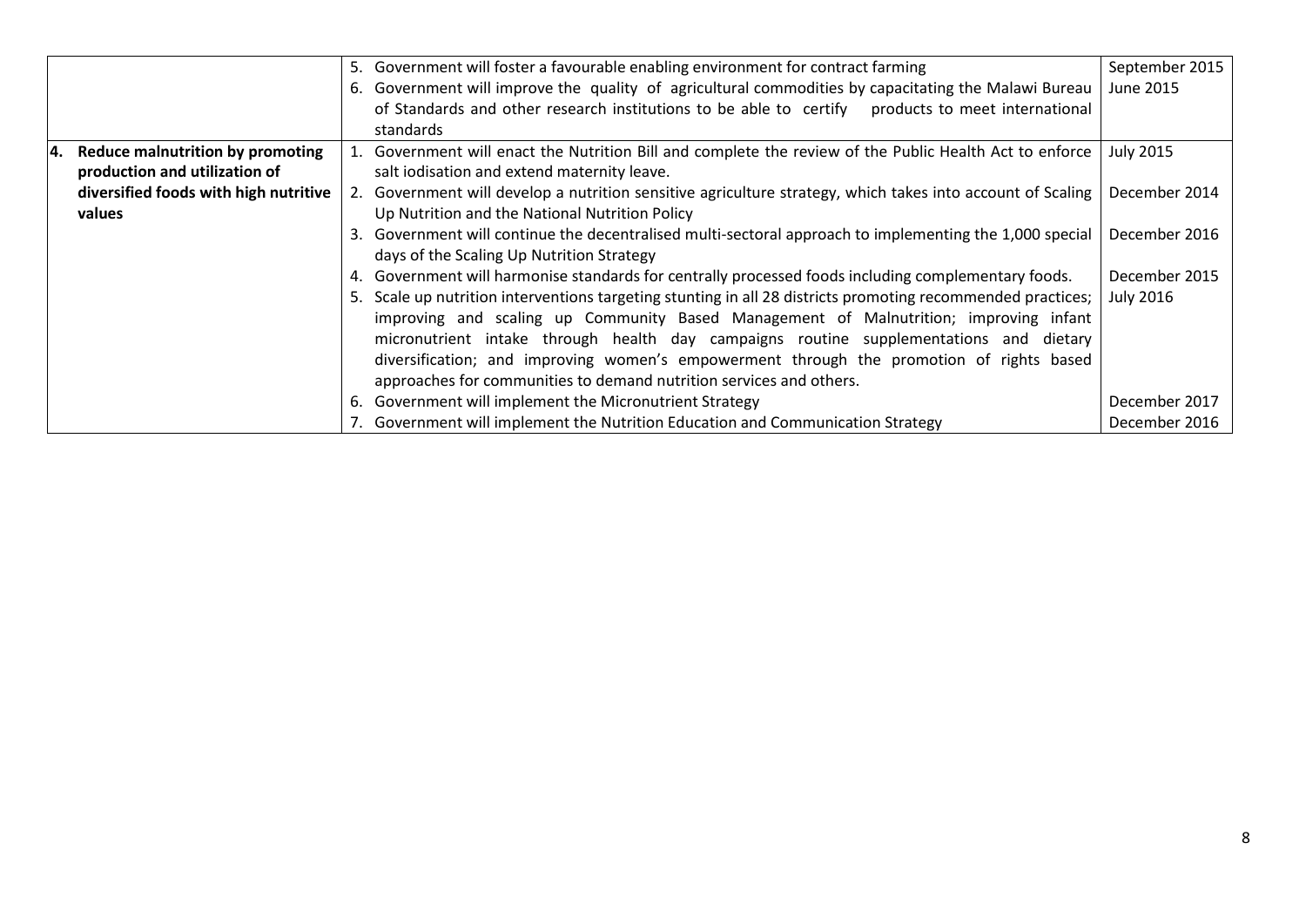| | | |
|---|---|---|
| | 5. Government will foster a favourable enabling environment for contract farming | September 2015 |
| | 6. Government will improve the quality of agricultural commodities by capacitating the Malawi Bureau of Standards and other research institutions to be able to certify products to meet international standards | June 2015 |
| **4. Reduce malnutrition by promoting production and utilization of diversified foods with high nutritive values** | 1. Government will enact the Nutrition Bill and complete the review of the Public Health Act to enforce salt iodisation and extend maternity leave. | July 2015 |
| | 2. Government will develop a nutrition sensitive agriculture strategy, which takes into account of Scaling Up Nutrition and the National Nutrition Policy | December 2014 |
| | 3. Government will continue the decentralised multi-sectoral approach to implementing the 1,000 special days of the Scaling Up Nutrition Strategy | December 2016 |
| | 4. Government will harmonise standards for centrally processed foods including complementary foods. | December 2015 |
| | 5. Scale up nutrition interventions targeting stunting in all 28 districts promoting recommended practices; improving and scaling up Community Based Management of Malnutrition; improving infant micronutrient intake through health day campaigns routine supplementations and dietary diversification; and improving women's empowerment through the promotion of rights based approaches for communities to demand nutrition services and others. | July 2016 |
| | 6. Government will implement the Micronutrient Strategy | December 2017 |
| | 7. Government will implement the Nutrition Education and Communication Strategy | December 2016 |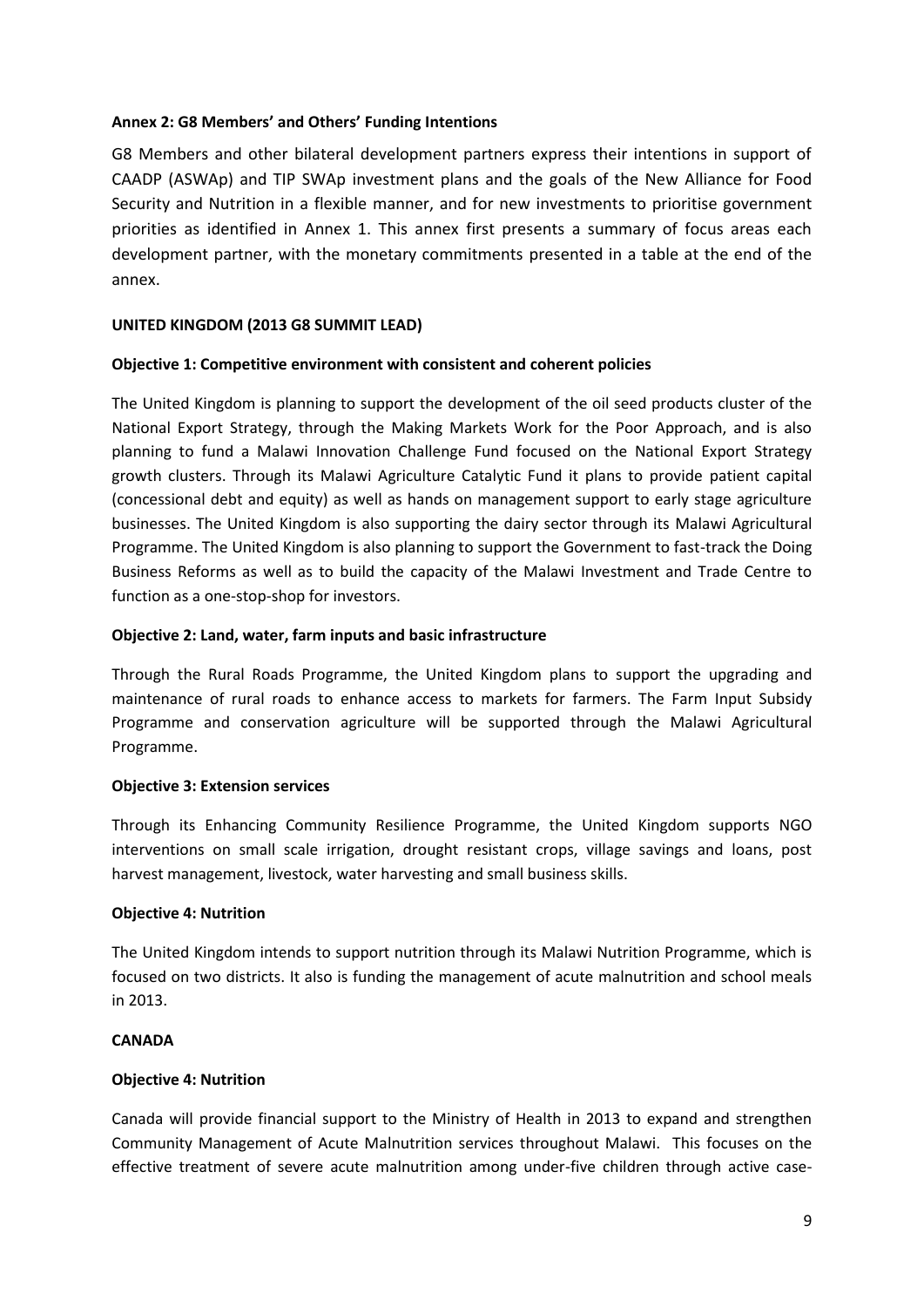### Annex 2: G8 Members' and Others' Funding Intentions

G8 Members and other bilateral development partners express their intentions in support of CAADP (ASWAp) and TIP SWAp investment plans and the goals of the New Alliance for Food Security and Nutrition in a flexible manner, and for new investments to prioritise government priorities as identified in Annex 1. This annex first presents a summary of focus areas each development partner, with the monetary commitments presented in a table at the end of the annex.

#### UNITED KINGDOM (2013 G8 SUMMIT LEAD)

**Objective 1: Competitive environment with consistent and coherent policies**

The United Kingdom is planning to support the development of the oil seed products cluster of the National Export Strategy, through the Making Markets Work for the Poor Approach, and is also planning to fund a Malawi Innovation Challenge Fund focused on the National Export Strategy growth clusters. Through its Malawi Agriculture Catalytic Fund it plans to provide patient capital (concessional debt and equity) as well as hands on management support to early stage agriculture businesses. The United Kingdom is also supporting the dairy sector through its Malawi Agricultural Programme. The United Kingdom is also planning to support the Government to fast-track the Doing Business Reforms as well as to build the capacity of the Malawi Investment and Trade Centre to function as a one-stop-shop for investors.

**Objective 2: Land, water, farm inputs and basic infrastructure**

Through the Rural Roads Programme, the United Kingdom plans to support the upgrading and maintenance of rural roads to enhance access to markets for farmers. The Farm Input Subsidy Programme and conservation agriculture will be supported through the Malawi Agricultural Programme.

**Objective 3: Extension services**

Through its Enhancing Community Resilience Programme, the United Kingdom supports NGO interventions on small scale irrigation, drought resistant crops, village savings and loans, post harvest management, livestock, water harvesting and small business skills.

**Objective 4: Nutrition**

The United Kingdom intends to support nutrition through its Malawi Nutrition Programme, which is focused on two districts. It also is funding the management of acute malnutrition and school meals in 2013.

#### CANADA

**Objective 4: Nutrition**

Canada will provide financial support to the Ministry of Health in 2013 to expand and strengthen Community Management of Acute Malnutrition services throughout Malawi. This focuses on the effective treatment of severe acute malnutrition among under-five children through active case-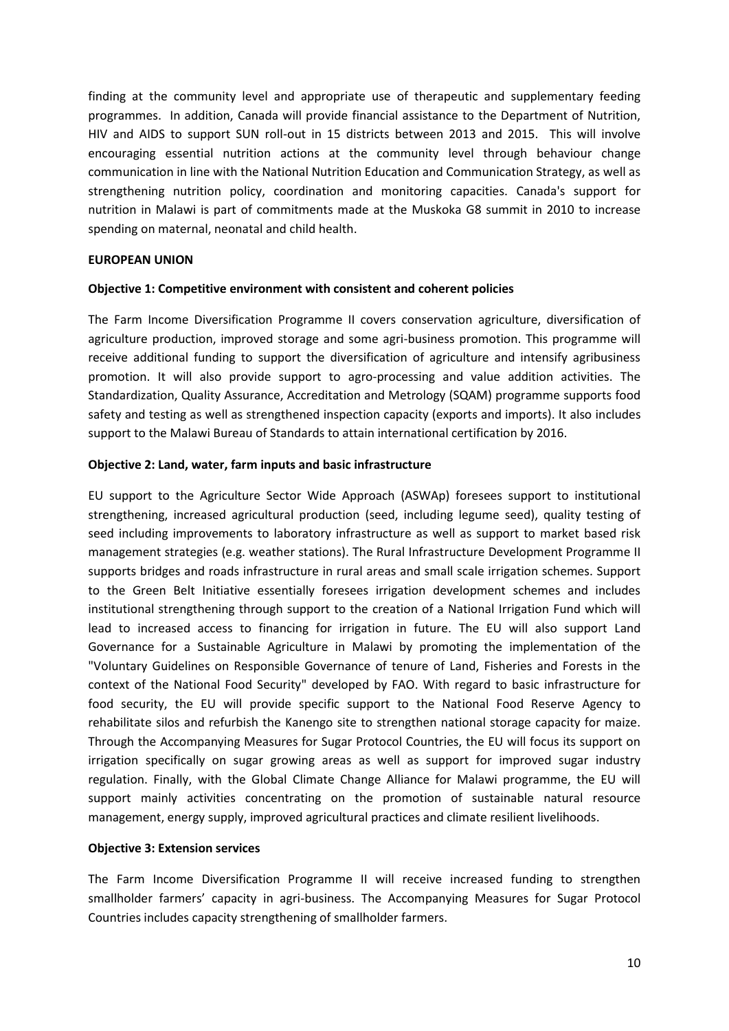finding at the community level and appropriate use of therapeutic and supplementary feeding programmes. In addition, Canada will provide financial assistance to the Department of Nutrition, HIV and AIDS to support SUN roll-out in 15 districts between 2013 and 2015. This will involve encouraging essential nutrition actions at the community level through behaviour change communication in line with the National Nutrition Education and Communication Strategy, as well as strengthening nutrition policy, coordination and monitoring capacities. Canada's support for nutrition in Malawi is part of commitments made at the Muskoka G8 summit in 2010 to increase spending on maternal, neonatal and child health.

**EUROPEAN UNION**

**Objective 1: Competitive environment with consistent and coherent policies**

The Farm Income Diversification Programme II covers conservation agriculture, diversification of agriculture production, improved storage and some agri-business promotion. This programme will receive additional funding to support the diversification of agriculture and intensify agribusiness promotion. It will also provide support to agro-processing and value addition activities. The Standardization, Quality Assurance, Accreditation and Metrology (SQAM) programme supports food safety and testing as well as strengthened inspection capacity (exports and imports). It also includes support to the Malawi Bureau of Standards to attain international certification by 2016.

**Objective 2: Land, water, farm inputs and basic infrastructure**

EU support to the Agriculture Sector Wide Approach (ASWAp) foresees support to institutional strengthening, increased agricultural production (seed, including legume seed), quality testing of seed including improvements to laboratory infrastructure as well as support to market based risk management strategies (e.g. weather stations). The Rural Infrastructure Development Programme II supports bridges and roads infrastructure in rural areas and small scale irrigation schemes. Support to the Green Belt Initiative essentially foresees irrigation development schemes and includes institutional strengthening through support to the creation of a National Irrigation Fund which will lead to increased access to financing for irrigation in future. The EU will also support Land Governance for a Sustainable Agriculture in Malawi by promoting the implementation of the "Voluntary Guidelines on Responsible Governance of tenure of Land, Fisheries and Forests in the context of the National Food Security" developed by FAO. With regard to basic infrastructure for food security, the EU will provide specific support to the National Food Reserve Agency to rehabilitate silos and refurbish the Kanengo site to strengthen national storage capacity for maize. Through the Accompanying Measures for Sugar Protocol Countries, the EU will focus its support on irrigation specifically on sugar growing areas as well as support for improved sugar industry regulation. Finally, with the Global Climate Change Alliance for Malawi programme, the EU will support mainly activities concentrating on the promotion of sustainable natural resource management, energy supply, improved agricultural practices and climate resilient livelihoods.

**Objective 3: Extension services**

The Farm Income Diversification Programme II will receive increased funding to strengthen smallholder farmers' capacity in agri-business. The Accompanying Measures for Sugar Protocol Countries includes capacity strengthening of smallholder farmers.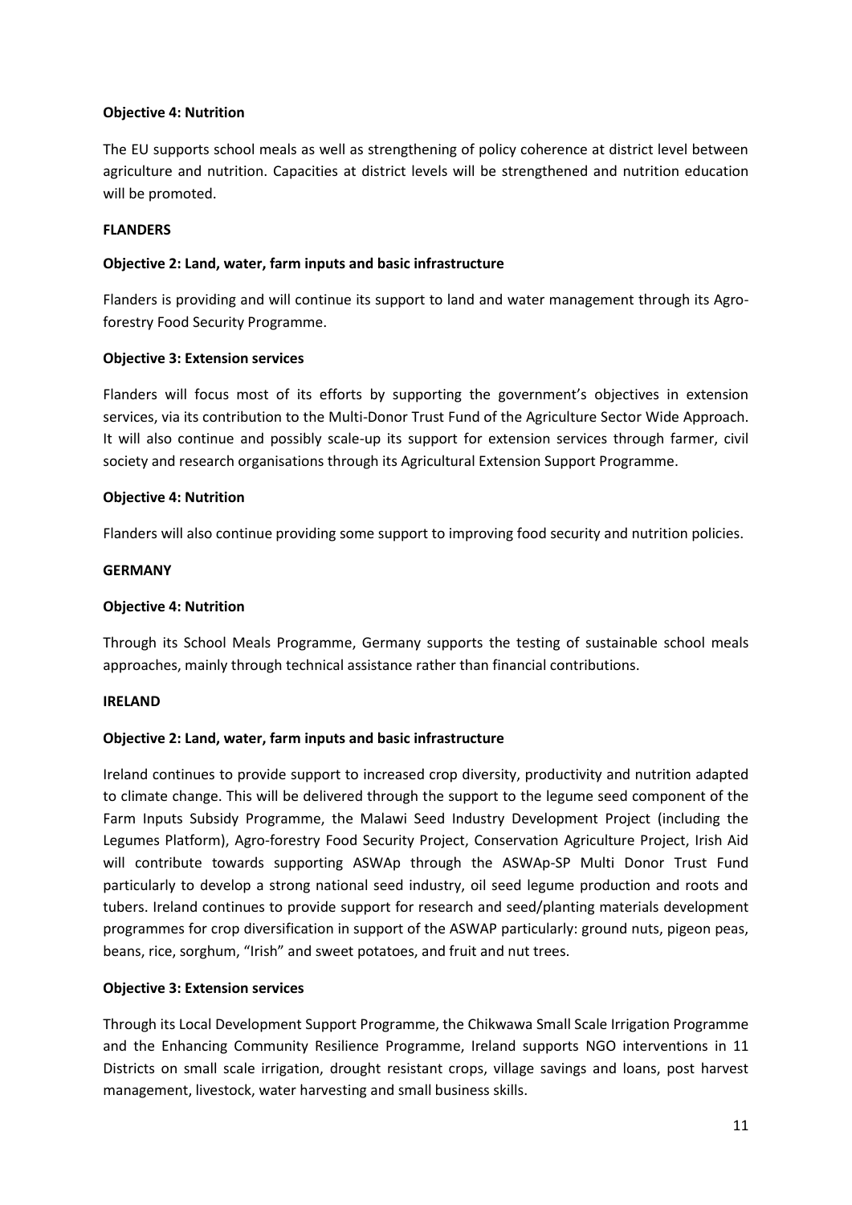**Objective 4: Nutrition**

The EU supports school meals as well as strengthening of policy coherence at district level between agriculture and nutrition. Capacities at district levels will be strengthened and nutrition education will be promoted.

**FLANDERS**

**Objective 2: Land, water, farm inputs and basic infrastructure**

Flanders is providing and will continue its support to land and water management through its Agro-forestry Food Security Programme.

**Objective 3: Extension services**

Flanders will focus most of its efforts by supporting the government's objectives in extension services, via its contribution to the Multi-Donor Trust Fund of the Agriculture Sector Wide Approach. It will also continue and possibly scale-up its support for extension services through farmer, civil society and research organisations through its Agricultural Extension Support Programme.

**Objective 4: Nutrition**

Flanders will also continue providing some support to improving food security and nutrition policies.

**GERMANY**

**Objective 4: Nutrition**

Through its School Meals Programme, Germany supports the testing of sustainable school meals approaches, mainly through technical assistance rather than financial contributions.

**IRELAND**

**Objective 2: Land, water, farm inputs and basic infrastructure**

Ireland continues to provide support to increased crop diversity, productivity and nutrition adapted to climate change. This will be delivered through the support to the legume seed component of the Farm Inputs Subsidy Programme, the Malawi Seed Industry Development Project (including the Legumes Platform), Agro-forestry Food Security Project, Conservation Agriculture Project, Irish Aid will contribute towards supporting ASWAp through the ASWAp-SP Multi Donor Trust Fund particularly to develop a strong national seed industry, oil seed legume production and roots and tubers. Ireland continues to provide support for research and seed/planting materials development programmes for crop diversification in support of the ASWAP particularly: ground nuts, pigeon peas, beans, rice, sorghum, "Irish" and sweet potatoes, and fruit and nut trees.

**Objective 3: Extension services**

Through its Local Development Support Programme, the Chikwawa Small Scale Irrigation Programme and the Enhancing Community Resilience Programme, Ireland supports NGO interventions in 11 Districts on small scale irrigation, drought resistant crops, village savings and loans, post harvest management, livestock, water harvesting and small business skills.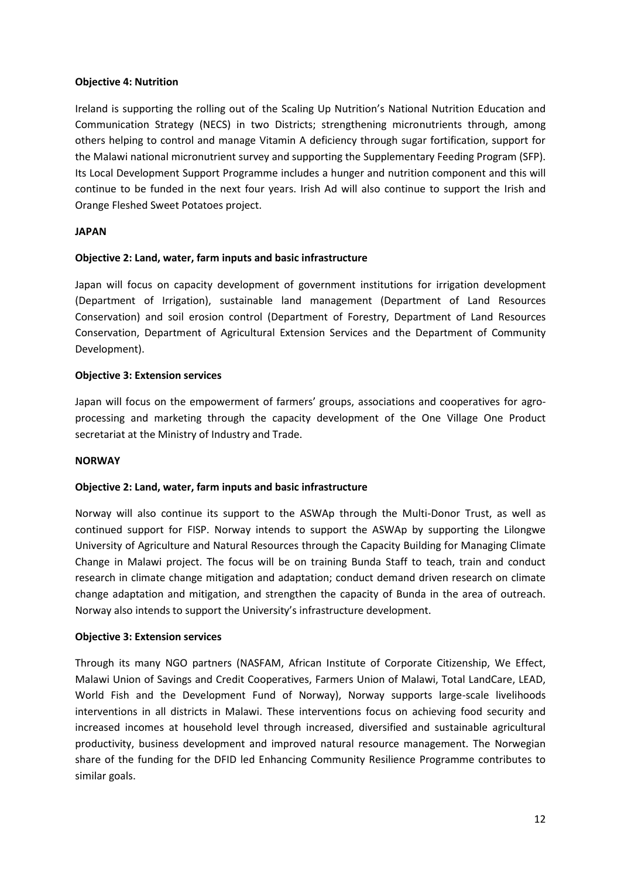**Objective 4: Nutrition**

Ireland is supporting the rolling out of the Scaling Up Nutrition's National Nutrition Education and Communication Strategy (NECS) in two Districts; strengthening micronutrients through, among others helping to control and manage Vitamin A deficiency through sugar fortification, support for the Malawi national micronutrient survey and supporting the Supplementary Feeding Program (SFP). Its Local Development Support Programme includes a hunger and nutrition component and this will continue to be funded in the next four years. Irish Ad will also continue to support the Irish and Orange Fleshed Sweet Potatoes project.

**JAPAN**

**Objective 2: Land, water, farm inputs and basic infrastructure**

Japan will focus on capacity development of government institutions for irrigation development (Department of Irrigation), sustainable land management (Department of Land Resources Conservation) and soil erosion control (Department of Forestry, Department of Land Resources Conservation, Department of Agricultural Extension Services and the Department of Community Development).

**Objective 3: Extension services**

Japan will focus on the empowerment of farmers' groups, associations and cooperatives for agro-processing and marketing through the capacity development of the One Village One Product secretariat at the Ministry of Industry and Trade.

**NORWAY**

**Objective 2: Land, water, farm inputs and basic infrastructure**

Norway will also continue its support to the ASWAp through the Multi-Donor Trust, as well as continued support for FISP. Norway intends to support the ASWAp by supporting the Lilongwe University of Agriculture and Natural Resources through the Capacity Building for Managing Climate Change in Malawi project. The focus will be on training Bunda Staff to teach, train and conduct research in climate change mitigation and adaptation; conduct demand driven research on climate change adaptation and mitigation, and strengthen the capacity of Bunda in the area of outreach. Norway also intends to support the University's infrastructure development.

**Objective 3: Extension services**

Through its many NGO partners (NASFAM, African Institute of Corporate Citizenship, We Effect, Malawi Union of Savings and Credit Cooperatives, Farmers Union of Malawi, Total LandCare, LEAD, World Fish and the Development Fund of Norway), Norway supports large-scale livelihoods interventions in all districts in Malawi. These interventions focus on achieving food security and increased incomes at household level through increased, diversified and sustainable agricultural productivity, business development and improved natural resource management. The Norwegian share of the funding for the DFID led Enhancing Community Resilience Programme contributes to similar goals.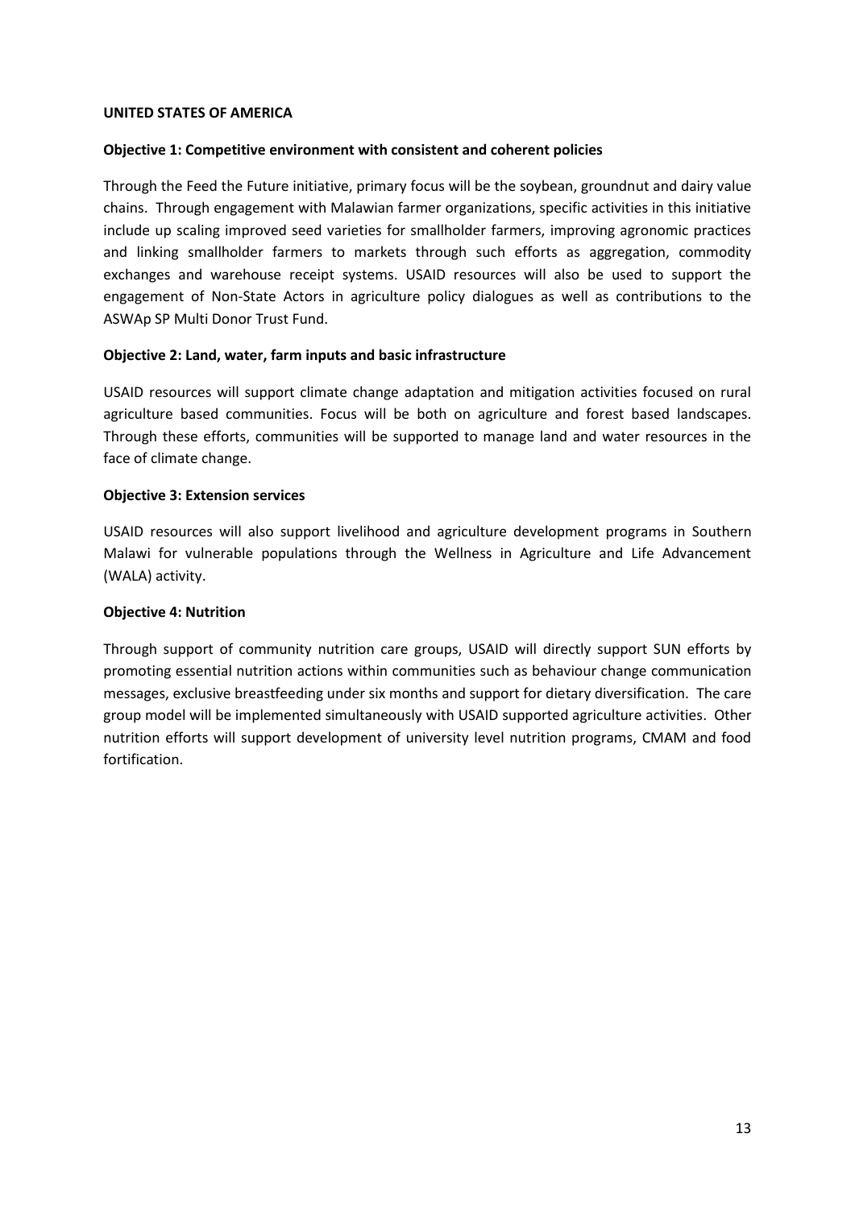**UNITED STATES OF AMERICA**

**Objective 1: Competitive environment with consistent and coherent policies**

Through the Feed the Future initiative, primary focus will be the soybean, groundnut and dairy value chains. Through engagement with Malawian farmer organizations, specific activities in this initiative include up scaling improved seed varieties for smallholder farmers, improving agronomic practices and linking smallholder farmers to markets through such efforts as aggregation, commodity exchanges and warehouse receipt systems. USAID resources will also be used to support the engagement of Non-State Actors in agriculture policy dialogues as well as contributions to the ASWAp SP Multi Donor Trust Fund.

**Objective 2: Land, water, farm inputs and basic infrastructure**

USAID resources will support climate change adaptation and mitigation activities focused on rural agriculture based communities. Focus will be both on agriculture and forest based landscapes. Through these efforts, communities will be supported to manage land and water resources in the face of climate change.

**Objective 3: Extension services**

USAID resources will also support livelihood and agriculture development programs in Southern Malawi for vulnerable populations through the Wellness in Agriculture and Life Advancement (WALA) activity.

**Objective 4: Nutrition**

Through support of community nutrition care groups, USAID will directly support SUN efforts by promoting essential nutrition actions within communities such as behaviour change communication messages, exclusive breastfeeding under six months and support for dietary diversification. The care group model will be implemented simultaneously with USAID supported agriculture activities. Other nutrition efforts will support development of university level nutrition programs, CMAM and food fortification.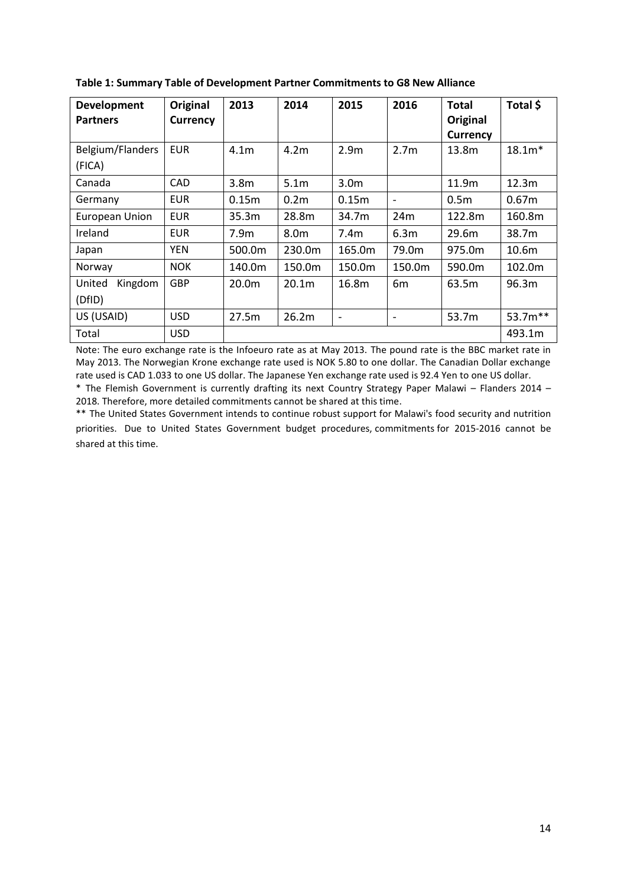**Table 1: Summary Table of Development Partner Commitments to G8 New Alliance**

| Development Partners | Original Currency | 2013 | 2014 | 2015 | 2016 | Total Original Currency | Total $ |
|---|---|---|---|---|---|---|---|
| Belgium/Flanders (FICA) | EUR | 4.1m | 4.2m | 2.9m | 2.7m | 13.8m | 18.1m* |
| Canada | CAD | 3.8m | 5.1m | 3.0m | | 11.9m | 12.3m |
| Germany | EUR | 0.15m | 0.2m | 0.15m | - | 0.5m | 0.67m |
| European Union | EUR | 35.3m | 28.8m | 34.7m | 24m | 122.8m | 160.8m |
| Ireland | EUR | 7.9m | 8.0m | 7.4m | 6.3m | 29.6m | 38.7m |
| Japan | YEN | 500.0m | 230.0m | 165.0m | 79.0m | 975.0m | 10.6m |
| Norway | NOK | 140.0m | 150.0m | 150.0m | 150.0m | 590.0m | 102.0m |
| United Kingdom (DfID) | GBP | 20.0m | 20.1m | 16.8m | 6m | 63.5m | 96.3m |
| US (USAID) | USD | 27.5m | 26.2m | - | - | 53.7m | 53.7m** |
| Total | USD | | | | | | 493.1m |

Note: The euro exchange rate is the Infoeuro rate as at May 2013. The pound rate is the BBC market rate in May 2013. The Norwegian Krone exchange rate used is NOK 5.80 to one dollar. The Canadian Dollar exchange rate used is CAD 1.033 to one US dollar. The Japanese Yen exchange rate used is 92.4 Yen to one US dollar.

* The Flemish Government is currently drafting its next Country Strategy Paper Malawi – Flanders 2014 – 2018. Therefore, more detailed commitments cannot be shared at this time.

** The United States Government intends to continue robust support for Malawi's food security and nutrition priorities. Due to United States Government budget procedures, commitments for 2015-2016 cannot be shared at this time.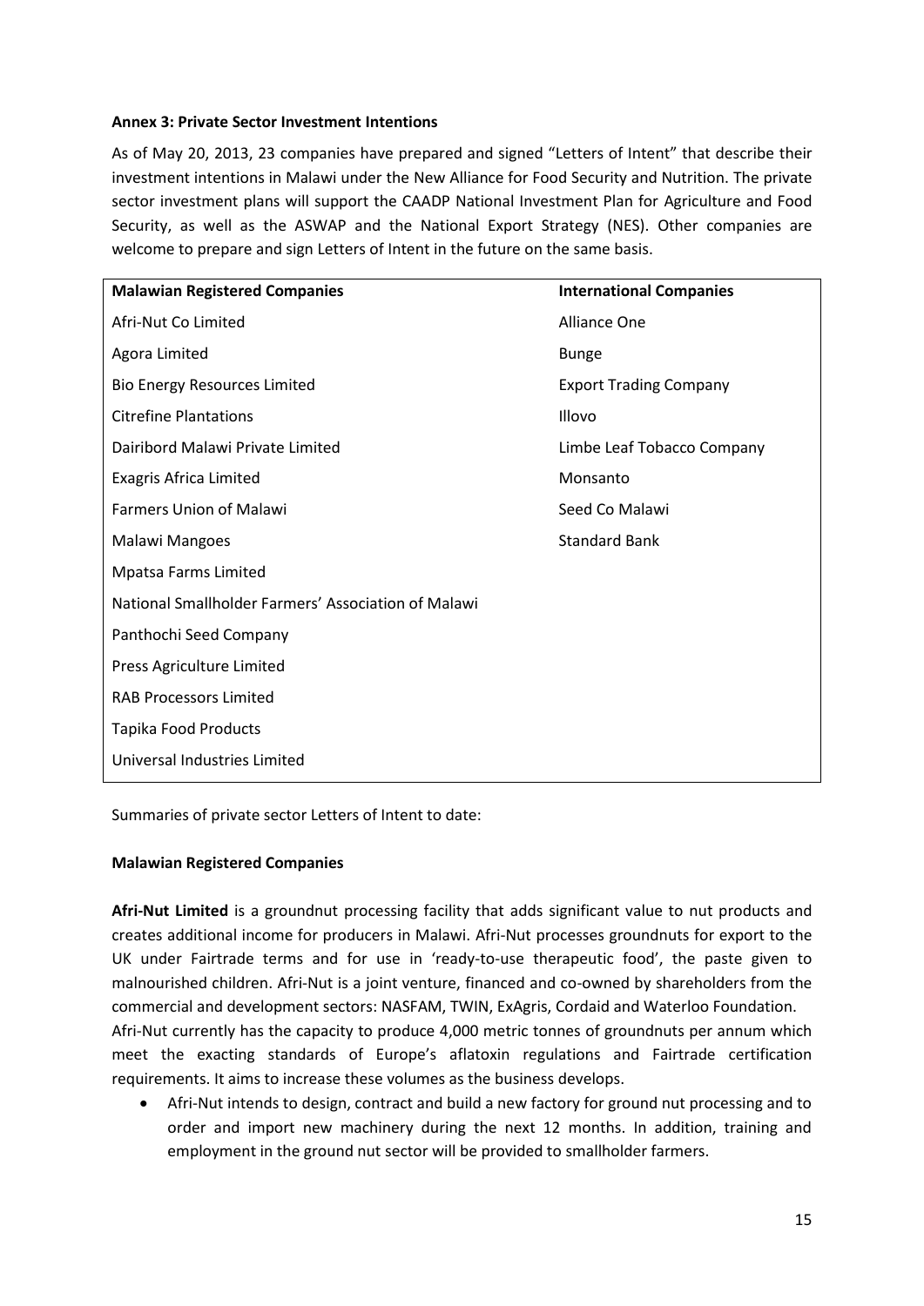**Annex 3: Private Sector Investment Intentions**

As of May 20, 2013, 23 companies have prepared and signed "Letters of Intent" that describe their investment intentions in Malawi under the New Alliance for Food Security and Nutrition. The private sector investment plans will support the CAADP National Investment Plan for Agriculture and Food Security, as well as the ASWAP and the National Export Strategy (NES). Other companies are welcome to prepare and sign Letters of Intent in the future on the same basis.

| Malawian Registered Companies | International Companies |
|---|---|
| Afri-Nut Co Limited | Alliance One |
| Agora Limited | Bunge |
| Bio Energy Resources Limited | Export Trading Company |
| Citrefine Plantations | Illovo |
| Dairibord Malawi Private Limited | Limbe Leaf Tobacco Company |
| Exagris Africa Limited | Monsanto |
| Farmers Union of Malawi | Seed Co Malawi |
| Malawi Mangoes | Standard Bank |
| Mpatsa Farms Limited | |
| National Smallholder Farmers' Association of Malawi | |
| Panthochi Seed Company | |
| Press Agriculture Limited | |
| RAB Processors Limited | |
| Tapika Food Products | |
| Universal Industries Limited | |

Summaries of private sector Letters of Intent to date:

**Malawian Registered Companies**

**Afri-Nut Limited** is a groundnut processing facility that adds significant value to nut products and creates additional income for producers in Malawi. Afri-Nut processes groundnuts for export to the UK under Fairtrade terms and for use in 'ready-to-use therapeutic food', the paste given to malnourished children. Afri-Nut is a joint venture, financed and co-owned by shareholders from the commercial and development sectors: NASFAM, TWIN, ExAgris, Cordaid and Waterloo Foundation.
Afri-Nut currently has the capacity to produce 4,000 metric tonnes of groundnuts per annum which meet the exacting standards of Europe's aflatoxin regulations and Fairtrade certification requirements. It aims to increase these volumes as the business develops.

- Afri-Nut intends to design, contract and build a new factory for ground nut processing and to order and import new machinery during the next 12 months. In addition, training and employment in the ground nut sector will be provided to smallholder farmers.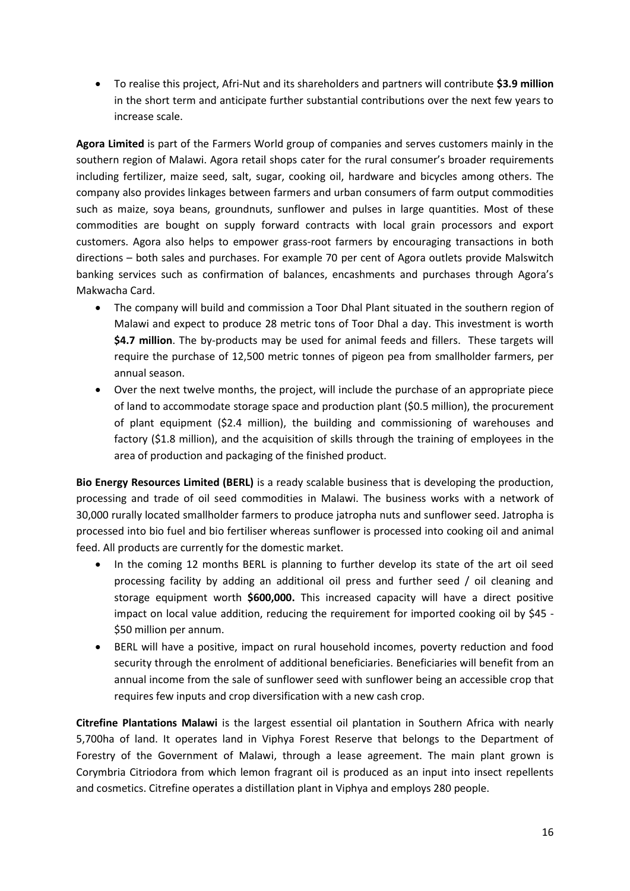- To realise this project, Afri-Nut and its shareholders and partners will contribute **$3.9 million** in the short term and anticipate further substantial contributions over the next few years to increase scale.

**Agora Limited** is part of the Farmers World group of companies and serves customers mainly in the southern region of Malawi. Agora retail shops cater for the rural consumer's broader requirements including fertilizer, maize seed, salt, sugar, cooking oil, hardware and bicycles among others. The company also provides linkages between farmers and urban consumers of farm output commodities such as maize, soya beans, groundnuts, sunflower and pulses in large quantities. Most of these commodities are bought on supply forward contracts with local grain processors and export customers. Agora also helps to empower grass-root farmers by encouraging transactions in both directions – both sales and purchases. For example 70 per cent of Agora outlets provide Malswitch banking services such as confirmation of balances, encashments and purchases through Agora's Makwacha Card.

- The company will build and commission a Toor Dhal Plant situated in the southern region of Malawi and expect to produce 28 metric tons of Toor Dhal a day. This investment is worth **$4.7 million**. The by-products may be used for animal feeds and fillers. These targets will require the purchase of 12,500 metric tonnes of pigeon pea from smallholder farmers, per annual season.
- Over the next twelve months, the project, will include the purchase of an appropriate piece of land to accommodate storage space and production plant ($0.5 million), the procurement of plant equipment ($2.4 million), the building and commissioning of warehouses and factory ($1.8 million), and the acquisition of skills through the training of employees in the area of production and packaging of the finished product.

**Bio Energy Resources Limited (BERL)** is a ready scalable business that is developing the production, processing and trade of oil seed commodities in Malawi. The business works with a network of 30,000 rurally located smallholder farmers to produce jatropha nuts and sunflower seed. Jatropha is processed into bio fuel and bio fertiliser whereas sunflower is processed into cooking oil and animal feed. All products are currently for the domestic market.

- In the coming 12 months BERL is planning to further develop its state of the art oil seed processing facility by adding an additional oil press and further seed / oil cleaning and storage equipment worth **$600,000.** This increased capacity will have a direct positive impact on local value addition, reducing the requirement for imported cooking oil by $45 - $50 million per annum.
- BERL will have a positive, impact on rural household incomes, poverty reduction and food security through the enrolment of additional beneficiaries. Beneficiaries will benefit from an annual income from the sale of sunflower seed with sunflower being an accessible crop that requires few inputs and crop diversification with a new cash crop.

**Citrefine Plantations Malawi** is the largest essential oil plantation in Southern Africa with nearly 5,700ha of land. It operates land in Viphya Forest Reserve that belongs to the Department of Forestry of the Government of Malawi, through a lease agreement. The main plant grown is Corymbria Citriodora from which lemon fragrant oil is produced as an input into insect repellents and cosmetics. Citrefine operates a distillation plant in Viphya and employs 280 people.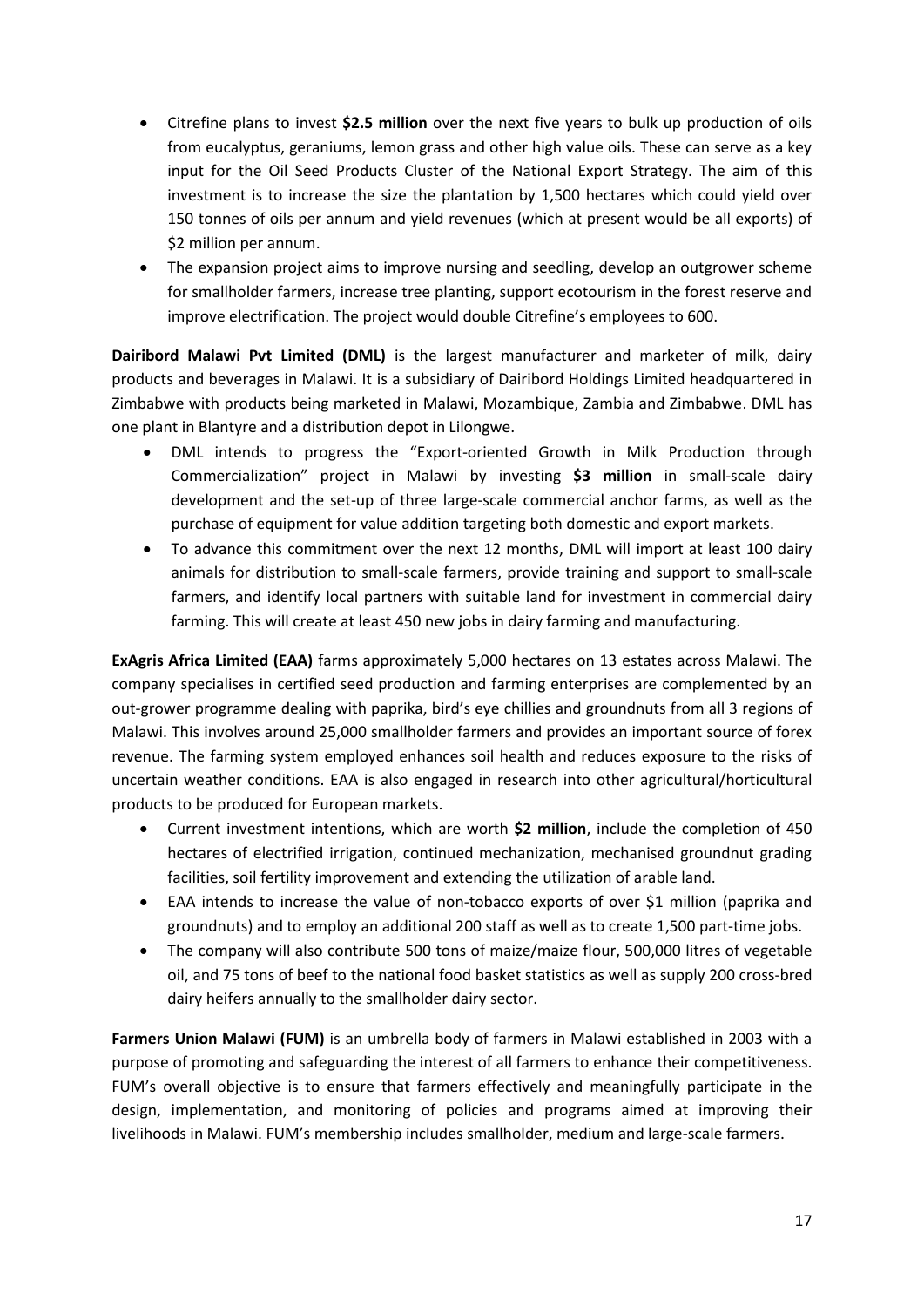- Citrefine plans to invest **$2.5 million** over the next five years to bulk up production of oils from eucalyptus, geraniums, lemon grass and other high value oils. These can serve as a key input for the Oil Seed Products Cluster of the National Export Strategy. The aim of this investment is to increase the size the plantation by 1,500 hectares which could yield over 150 tonnes of oils per annum and yield revenues (which at present would be all exports) of $2 million per annum.
- The expansion project aims to improve nursing and seedling, develop an outgrower scheme for smallholder farmers, increase tree planting, support ecotourism in the forest reserve and improve electrification. The project would double Citrefine's employees to 600.

**Dairibord Malawi Pvt Limited (DML)** is the largest manufacturer and marketer of milk, dairy products and beverages in Malawi. It is a subsidiary of Dairibord Holdings Limited headquartered in Zimbabwe with products being marketed in Malawi, Mozambique, Zambia and Zimbabwe. DML has one plant in Blantyre and a distribution depot in Lilongwe.

- DML intends to progress the "Export-oriented Growth in Milk Production through Commercialization" project in Malawi by investing **$3 million** in small-scale dairy development and the set-up of three large-scale commercial anchor farms, as well as the purchase of equipment for value addition targeting both domestic and export markets.
- To advance this commitment over the next 12 months, DML will import at least 100 dairy animals for distribution to small-scale farmers, provide training and support to small-scale farmers, and identify local partners with suitable land for investment in commercial dairy farming. This will create at least 450 new jobs in dairy farming and manufacturing.

**ExAgris Africa Limited (EAA)** farms approximately 5,000 hectares on 13 estates across Malawi. The company specialises in certified seed production and farming enterprises are complemented by an out-grower programme dealing with paprika, bird's eye chillies and groundnuts from all 3 regions of Malawi. This involves around 25,000 smallholder farmers and provides an important source of forex revenue. The farming system employed enhances soil health and reduces exposure to the risks of uncertain weather conditions. EAA is also engaged in research into other agricultural/horticultural products to be produced for European markets.

- Current investment intentions, which are worth **$2 million**, include the completion of 450 hectares of electrified irrigation, continued mechanization, mechanised groundnut grading facilities, soil fertility improvement and extending the utilization of arable land.
- EAA intends to increase the value of non-tobacco exports of over $1 million (paprika and groundnuts) and to employ an additional 200 staff as well as to create 1,500 part-time jobs.
- The company will also contribute 500 tons of maize/maize flour, 500,000 litres of vegetable oil, and 75 tons of beef to the national food basket statistics as well as supply 200 cross-bred dairy heifers annually to the smallholder dairy sector.

**Farmers Union Malawi (FUM)** is an umbrella body of farmers in Malawi established in 2003 with a purpose of promoting and safeguarding the interest of all farmers to enhance their competitiveness. FUM's overall objective is to ensure that farmers effectively and meaningfully participate in the design, implementation, and monitoring of policies and programs aimed at improving their livelihoods in Malawi. FUM's membership includes smallholder, medium and large-scale farmers.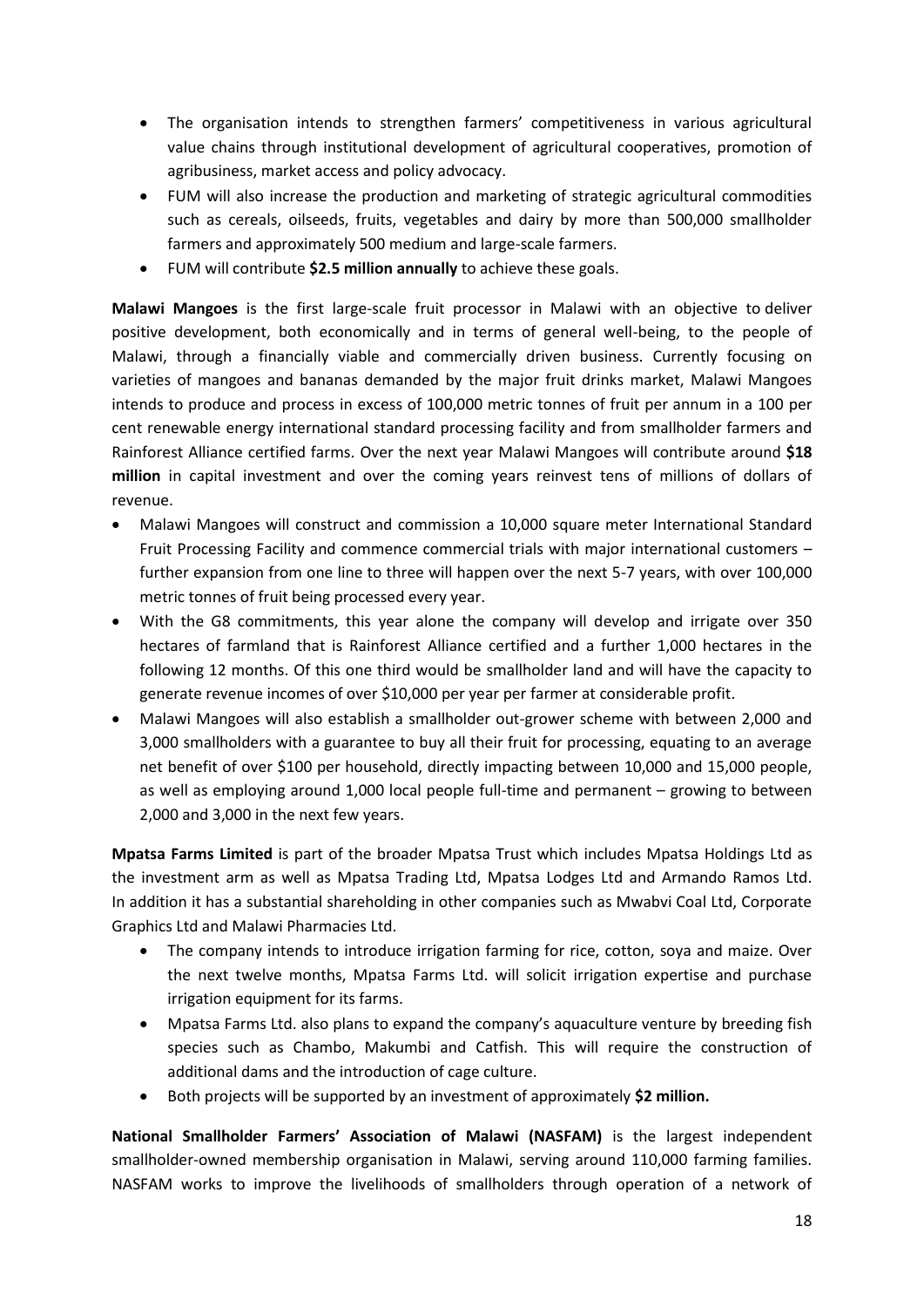- The organisation intends to strengthen farmers' competitiveness in various agricultural value chains through institutional development of agricultural cooperatives, promotion of agribusiness, market access and policy advocacy.
- FUM will also increase the production and marketing of strategic agricultural commodities such as cereals, oilseeds, fruits, vegetables and dairy by more than 500,000 smallholder farmers and approximately 500 medium and large-scale farmers.
- FUM will contribute **$2.5 million annually** to achieve these goals.

**Malawi Mangoes** is the first large-scale fruit processor in Malawi with an objective to deliver positive development, both economically and in terms of general well-being, to the people of Malawi, through a financially viable and commercially driven business. Currently focusing on varieties of mangoes and bananas demanded by the major fruit drinks market, Malawi Mangoes intends to produce and process in excess of 100,000 metric tonnes of fruit per annum in a 100 per cent renewable energy international standard processing facility and from smallholder farmers and Rainforest Alliance certified farms. Over the next year Malawi Mangoes will contribute around **$18 million** in capital investment and over the coming years reinvest tens of millions of dollars of revenue.

- Malawi Mangoes will construct and commission a 10,000 square meter International Standard Fruit Processing Facility and commence commercial trials with major international customers – further expansion from one line to three will happen over the next 5-7 years, with over 100,000 metric tonnes of fruit being processed every year.
- With the G8 commitments, this year alone the company will develop and irrigate over 350 hectares of farmland that is Rainforest Alliance certified and a further 1,000 hectares in the following 12 months. Of this one third would be smallholder land and will have the capacity to generate revenue incomes of over $10,000 per year per farmer at considerable profit.
- Malawi Mangoes will also establish a smallholder out-grower scheme with between 2,000 and 3,000 smallholders with a guarantee to buy all their fruit for processing, equating to an average net benefit of over $100 per household, directly impacting between 10,000 and 15,000 people, as well as employing around 1,000 local people full-time and permanent – growing to between 2,000 and 3,000 in the next few years.

**Mpatsa Farms Limited** is part of the broader Mpatsa Trust which includes Mpatsa Holdings Ltd as the investment arm as well as Mpatsa Trading Ltd, Mpatsa Lodges Ltd and Armando Ramos Ltd. In addition it has a substantial shareholding in other companies such as Mwabvi Coal Ltd, Corporate Graphics Ltd and Malawi Pharmacies Ltd.

- The company intends to introduce irrigation farming for rice, cotton, soya and maize. Over the next twelve months, Mpatsa Farms Ltd. will solicit irrigation expertise and purchase irrigation equipment for its farms.
- Mpatsa Farms Ltd. also plans to expand the company's aquaculture venture by breeding fish species such as Chambo, Makumbi and Catfish. This will require the construction of additional dams and the introduction of cage culture.
- Both projects will be supported by an investment of approximately **$2 million.**

**National Smallholder Farmers' Association of Malawi (NASFAM)** is the largest independent smallholder-owned membership organisation in Malawi, serving around 110,000 farming families. NASFAM works to improve the livelihoods of smallholders through operation of a network of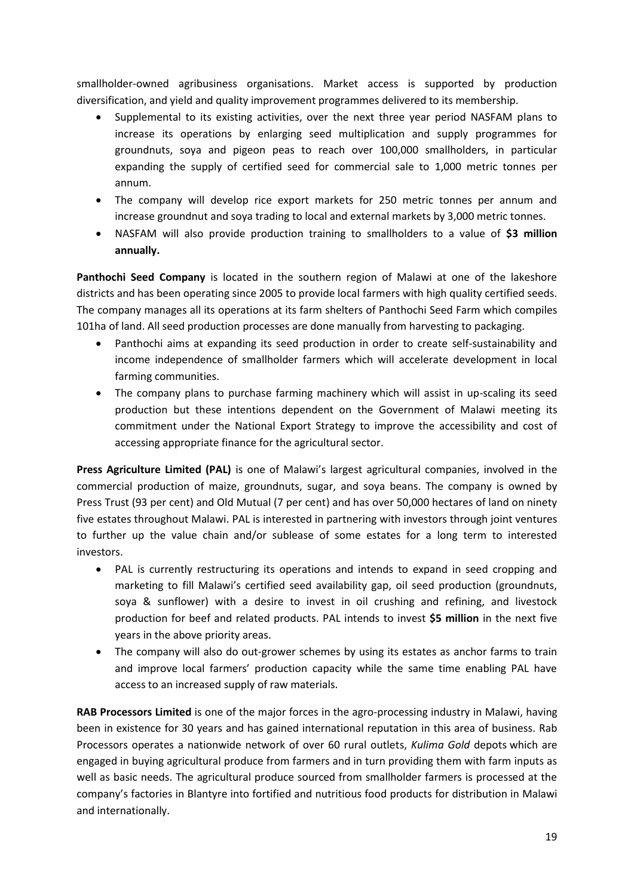smallholder-owned agribusiness organisations. Market access is supported by production diversification, and yield and quality improvement programmes delivered to its membership.

- Supplemental to its existing activities, over the next three year period NASFAM plans to increase its operations by enlarging seed multiplication and supply programmes for groundnuts, soya and pigeon peas to reach over 100,000 smallholders, in particular expanding the supply of certified seed for commercial sale to 1,000 metric tonnes per annum.
- The company will develop rice export markets for 250 metric tonnes per annum and increase groundnut and soya trading to local and external markets by 3,000 metric tonnes.
- NASFAM will also provide production training to smallholders to a value of **$3 million annually.**

**Panthochi Seed Company** is located in the southern region of Malawi at one of the lakeshore districts and has been operating since 2005 to provide local farmers with high quality certified seeds. The company manages all its operations at its farm shelters of Panthochi Seed Farm which compiles 101ha of land. All seed production processes are done manually from harvesting to packaging.

- Panthochi aims at expanding its seed production in order to create self-sustainability and income independence of smallholder farmers which will accelerate development in local farming communities.
- The company plans to purchase farming machinery which will assist in up-scaling its seed production but these intentions dependent on the Government of Malawi meeting its commitment under the National Export Strategy to improve the accessibility and cost of accessing appropriate finance for the agricultural sector.

**Press Agriculture Limited (PAL)** is one of Malawi's largest agricultural companies, involved in the commercial production of maize, groundnuts, sugar, and soya beans. The company is owned by Press Trust (93 per cent) and Old Mutual (7 per cent) and has over 50,000 hectares of land on ninety five estates throughout Malawi. PAL is interested in partnering with investors through joint ventures to further up the value chain and/or sublease of some estates for a long term to interested investors.

- PAL is currently restructuring its operations and intends to expand in seed cropping and marketing to fill Malawi's certified seed availability gap, oil seed production (groundnuts, soya & sunflower) with a desire to invest in oil crushing and refining, and livestock production for beef and related products. PAL intends to invest **$5 million** in the next five years in the above priority areas.
- The company will also do out-grower schemes by using its estates as anchor farms to train and improve local farmers' production capacity while the same time enabling PAL have access to an increased supply of raw materials.

**RAB Processors Limited** is one of the major forces in the agro-processing industry in Malawi, having been in existence for 30 years and has gained international reputation in this area of business. Rab Processors operates a nationwide network of over 60 rural outlets, *Kulima Gold* depots which are engaged in buying agricultural produce from farmers and in turn providing them with farm inputs as well as basic needs. The agricultural produce sourced from smallholder farmers is processed at the company's factories in Blantyre into fortified and nutritious food products for distribution in Malawi and internationally.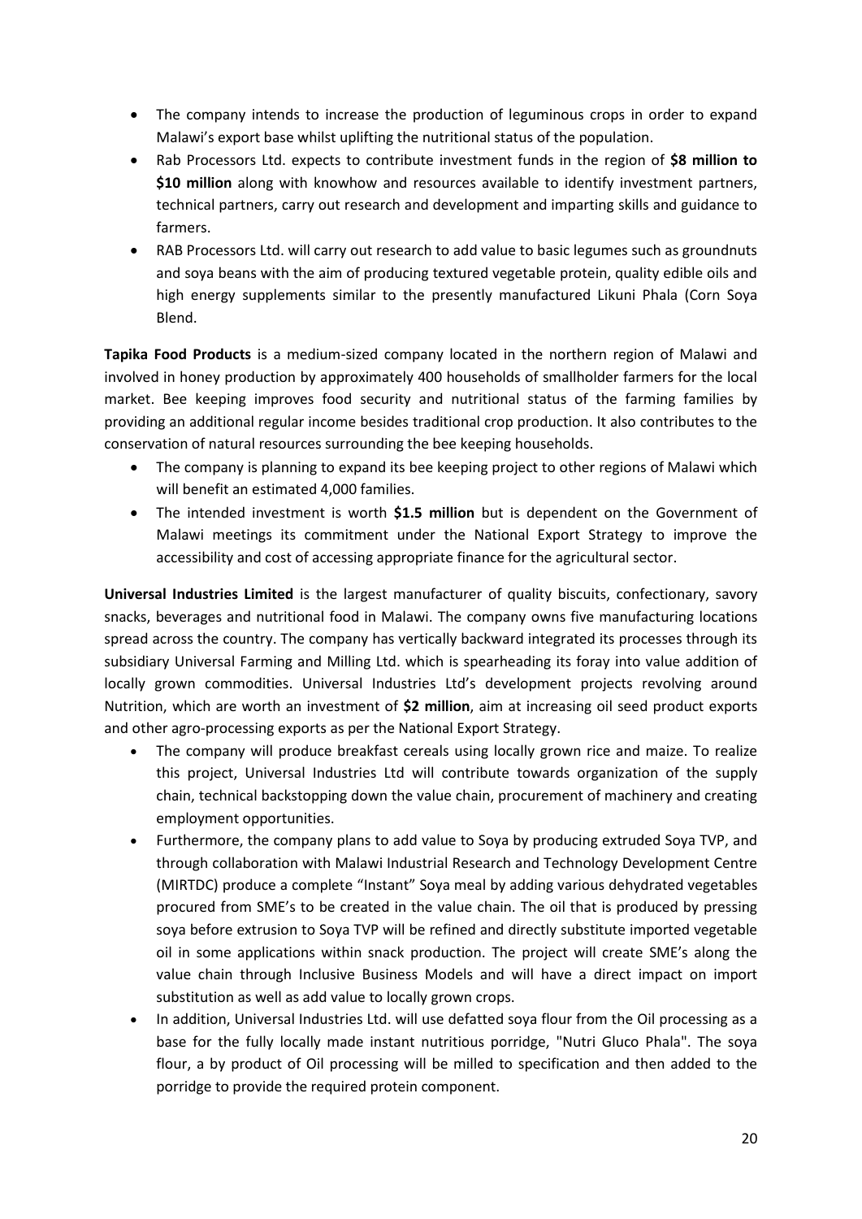- The company intends to increase the production of leguminous crops in order to expand Malawi's export base whilst uplifting the nutritional status of the population.
- Rab Processors Ltd. expects to contribute investment funds in the region of **$8 million to $10 million** along with knowhow and resources available to identify investment partners, technical partners, carry out research and development and imparting skills and guidance to farmers.
- RAB Processors Ltd. will carry out research to add value to basic legumes such as groundnuts and soya beans with the aim of producing textured vegetable protein, quality edible oils and high energy supplements similar to the presently manufactured Likuni Phala (Corn Soya Blend.

**Tapika Food Products** is a medium-sized company located in the northern region of Malawi and involved in honey production by approximately 400 households of smallholder farmers for the local market. Bee keeping improves food security and nutritional status of the farming families by providing an additional regular income besides traditional crop production. It also contributes to the conservation of natural resources surrounding the bee keeping households.

- The company is planning to expand its bee keeping project to other regions of Malawi which will benefit an estimated 4,000 families.
- The intended investment is worth **$1.5 million** but is dependent on the Government of Malawi meetings its commitment under the National Export Strategy to improve the accessibility and cost of accessing appropriate finance for the agricultural sector.

**Universal Industries Limited** is the largest manufacturer of quality biscuits, confectionary, savory snacks, beverages and nutritional food in Malawi. The company owns five manufacturing locations spread across the country. The company has vertically backward integrated its processes through its subsidiary Universal Farming and Milling Ltd. which is spearheading its foray into value addition of locally grown commodities. Universal Industries Ltd's development projects revolving around Nutrition, which are worth an investment of **$2 million**, aim at increasing oil seed product exports and other agro-processing exports as per the National Export Strategy.

- The company will produce breakfast cereals using locally grown rice and maize. To realize this project, Universal Industries Ltd will contribute towards organization of the supply chain, technical backstopping down the value chain, procurement of machinery and creating employment opportunities.
- Furthermore, the company plans to add value to Soya by producing extruded Soya TVP, and through collaboration with Malawi Industrial Research and Technology Development Centre (MIRTDC) produce a complete "Instant" Soya meal by adding various dehydrated vegetables procured from SME's to be created in the value chain. The oil that is produced by pressing soya before extrusion to Soya TVP will be refined and directly substitute imported vegetable oil in some applications within snack production. The project will create SME's along the value chain through Inclusive Business Models and will have a direct impact on import substitution as well as add value to locally grown crops.
- In addition, Universal Industries Ltd. will use defatted soya flour from the Oil processing as a base for the fully locally made instant nutritious porridge, "Nutri Gluco Phala". The soya flour, a by product of Oil processing will be milled to specification and then added to the porridge to provide the required protein component.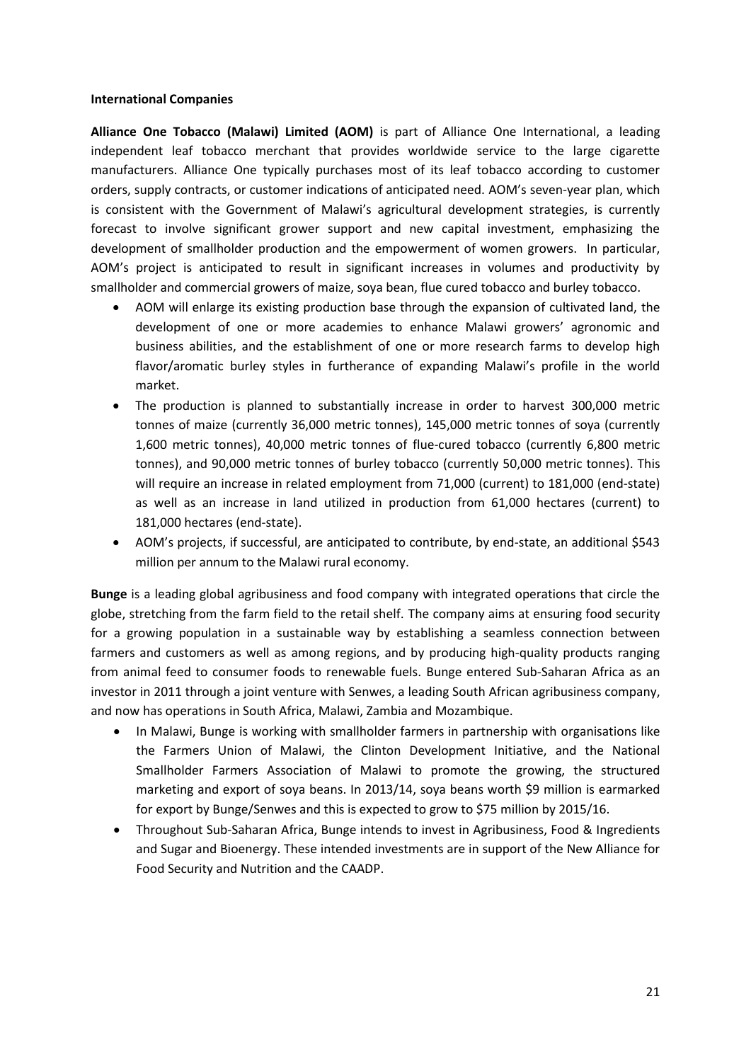**International Companies**

**Alliance One Tobacco (Malawi) Limited (AOM)** is part of Alliance One International, a leading independent leaf tobacco merchant that provides worldwide service to the large cigarette manufacturers. Alliance One typically purchases most of its leaf tobacco according to customer orders, supply contracts, or customer indications of anticipated need. AOM's seven-year plan, which is consistent with the Government of Malawi's agricultural development strategies, is currently forecast to involve significant grower support and new capital investment, emphasizing the development of smallholder production and the empowerment of women growers. In particular, AOM's project is anticipated to result in significant increases in volumes and productivity by smallholder and commercial growers of maize, soya bean, flue cured tobacco and burley tobacco.

- AOM will enlarge its existing production base through the expansion of cultivated land, the development of one or more academies to enhance Malawi growers' agronomic and business abilities, and the establishment of one or more research farms to develop high flavor/aromatic burley styles in furtherance of expanding Malawi's profile in the world market.
- The production is planned to substantially increase in order to harvest 300,000 metric tonnes of maize (currently 36,000 metric tonnes), 145,000 metric tonnes of soya (currently 1,600 metric tonnes), 40,000 metric tonnes of flue-cured tobacco (currently 6,800 metric tonnes), and 90,000 metric tonnes of burley tobacco (currently 50,000 metric tonnes). This will require an increase in related employment from 71,000 (current) to 181,000 (end-state) as well as an increase in land utilized in production from 61,000 hectares (current) to 181,000 hectares (end-state).
- AOM's projects, if successful, are anticipated to contribute, by end-state, an additional $543 million per annum to the Malawi rural economy.

**Bunge** is a leading global agribusiness and food company with integrated operations that circle the globe, stretching from the farm field to the retail shelf. The company aims at ensuring food security for a growing population in a sustainable way by establishing a seamless connection between farmers and customers as well as among regions, and by producing high-quality products ranging from animal feed to consumer foods to renewable fuels. Bunge entered Sub-Saharan Africa as an investor in 2011 through a joint venture with Senwes, a leading South African agribusiness company, and now has operations in South Africa, Malawi, Zambia and Mozambique.

- In Malawi, Bunge is working with smallholder farmers in partnership with organisations like the Farmers Union of Malawi, the Clinton Development Initiative, and the National Smallholder Farmers Association of Malawi to promote the growing, the structured marketing and export of soya beans. In 2013/14, soya beans worth $9 million is earmarked for export by Bunge/Senwes and this is expected to grow to $75 million by 2015/16.
- Throughout Sub-Saharan Africa, Bunge intends to invest in Agribusiness, Food & Ingredients and Sugar and Bioenergy. These intended investments are in support of the New Alliance for Food Security and Nutrition and the CAADP.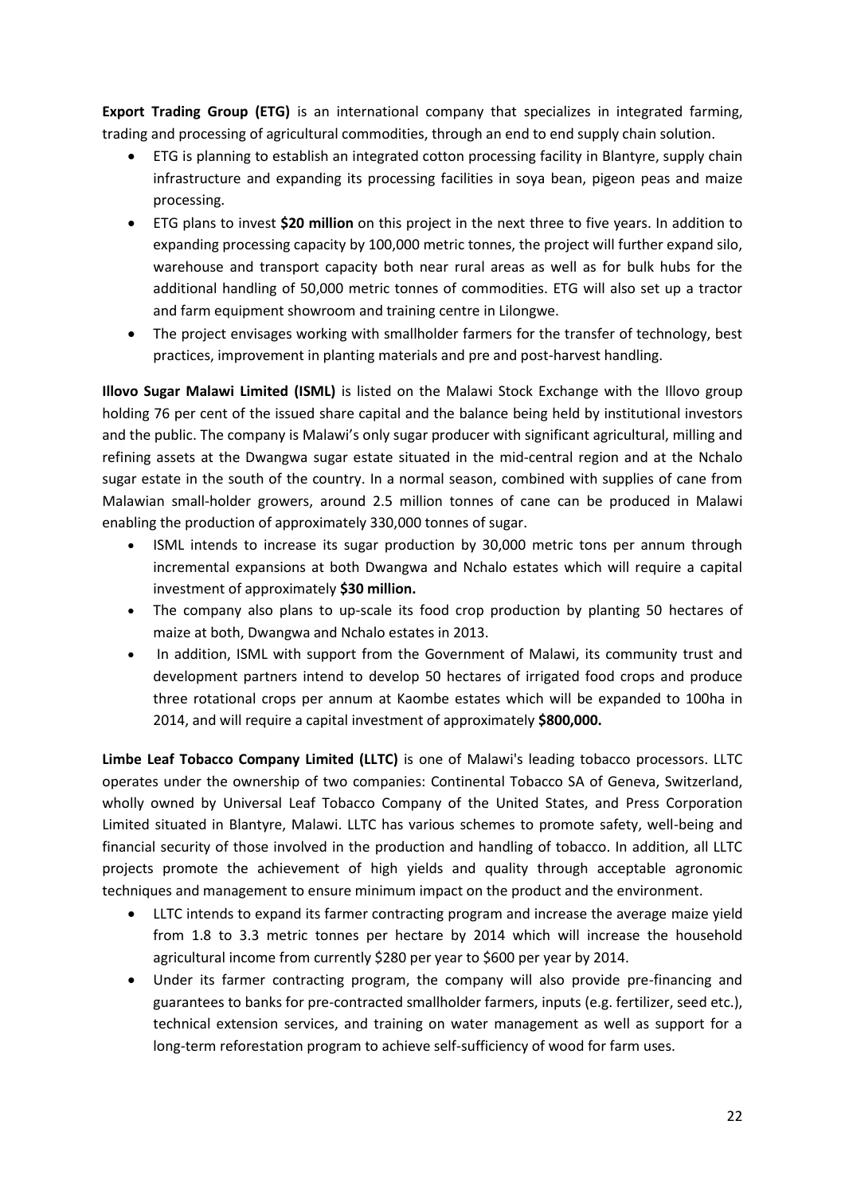**Export Trading Group (ETG)** is an international company that specializes in integrated farming, trading and processing of agricultural commodities, through an end to end supply chain solution.

- ETG is planning to establish an integrated cotton processing facility in Blantyre, supply chain infrastructure and expanding its processing facilities in soya bean, pigeon peas and maize processing.
- ETG plans to invest **$20 million** on this project in the next three to five years. In addition to expanding processing capacity by 100,000 metric tonnes, the project will further expand silo, warehouse and transport capacity both near rural areas as well as for bulk hubs for the additional handling of 50,000 metric tonnes of commodities. ETG will also set up a tractor and farm equipment showroom and training centre in Lilongwe.
- The project envisages working with smallholder farmers for the transfer of technology, best practices, improvement in planting materials and pre and post-harvest handling.

**Illovo Sugar Malawi Limited (ISML)** is listed on the Malawi Stock Exchange with the Illovo group holding 76 per cent of the issued share capital and the balance being held by institutional investors and the public. The company is Malawi's only sugar producer with significant agricultural, milling and refining assets at the Dwangwa sugar estate situated in the mid-central region and at the Nchalo sugar estate in the south of the country. In a normal season, combined with supplies of cane from Malawian small-holder growers, around 2.5 million tonnes of cane can be produced in Malawi enabling the production of approximately 330,000 tonnes of sugar.

- ISML intends to increase its sugar production by 30,000 metric tons per annum through incremental expansions at both Dwangwa and Nchalo estates which will require a capital investment of approximately **$30 million.**
- The company also plans to up-scale its food crop production by planting 50 hectares of maize at both, Dwangwa and Nchalo estates in 2013.
- In addition, ISML with support from the Government of Malawi, its community trust and development partners intend to develop 50 hectares of irrigated food crops and produce three rotational crops per annum at Kaombe estates which will be expanded to 100ha in 2014, and will require a capital investment of approximately **$800,000.**

**Limbe Leaf Tobacco Company Limited (LLTC)** is one of Malawi's leading tobacco processors. LLTC operates under the ownership of two companies: Continental Tobacco SA of Geneva, Switzerland, wholly owned by Universal Leaf Tobacco Company of the United States, and Press Corporation Limited situated in Blantyre, Malawi. LLTC has various schemes to promote safety, well-being and financial security of those involved in the production and handling of tobacco. In addition, all LLTC projects promote the achievement of high yields and quality through acceptable agronomic techniques and management to ensure minimum impact on the product and the environment.

- LLTC intends to expand its farmer contracting program and increase the average maize yield from 1.8 to 3.3 metric tonnes per hectare by 2014 which will increase the household agricultural income from currently $280 per year to $600 per year by 2014.
- Under its farmer contracting program, the company will also provide pre-financing and guarantees to banks for pre-contracted smallholder farmers, inputs (e.g. fertilizer, seed etc.), technical extension services, and training on water management as well as support for a long-term reforestation program to achieve self-sufficiency of wood for farm uses.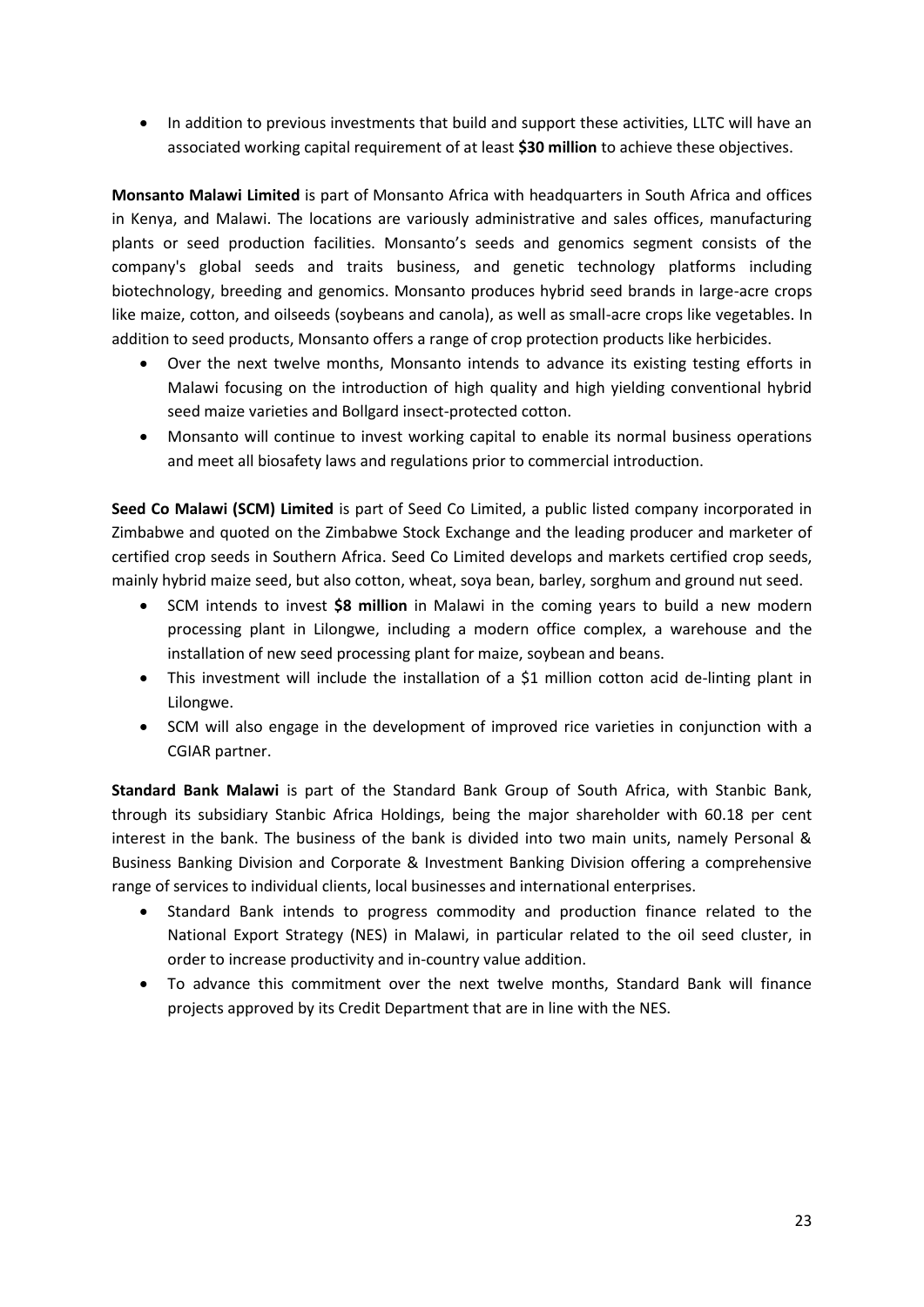- In addition to previous investments that build and support these activities, LLTC will have an associated working capital requirement of at least **$30 million** to achieve these objectives.

**Monsanto Malawi Limited** is part of Monsanto Africa with headquarters in South Africa and offices in Kenya, and Malawi. The locations are variously administrative and sales offices, manufacturing plants or seed production facilities. Monsanto's seeds and genomics segment consists of the company's global seeds and traits business, and genetic technology platforms including biotechnology, breeding and genomics. Monsanto produces hybrid seed brands in large-acre crops like maize, cotton, and oilseeds (soybeans and canola), as well as small-acre crops like vegetables. In addition to seed products, Monsanto offers a range of crop protection products like herbicides.

- Over the next twelve months, Monsanto intends to advance its existing testing efforts in Malawi focusing on the introduction of high quality and high yielding conventional hybrid seed maize varieties and Bollgard insect-protected cotton.
- Monsanto will continue to invest working capital to enable its normal business operations and meet all biosafety laws and regulations prior to commercial introduction.

**Seed Co Malawi (SCM) Limited** is part of Seed Co Limited, a public listed company incorporated in Zimbabwe and quoted on the Zimbabwe Stock Exchange and the leading producer and marketer of certified crop seeds in Southern Africa. Seed Co Limited develops and markets certified crop seeds, mainly hybrid maize seed, but also cotton, wheat, soya bean, barley, sorghum and ground nut seed.

- SCM intends to invest **$8 million** in Malawi in the coming years to build a new modern processing plant in Lilongwe, including a modern office complex, a warehouse and the installation of new seed processing plant for maize, soybean and beans.
- This investment will include the installation of a $1 million cotton acid de-linting plant in Lilongwe.
- SCM will also engage in the development of improved rice varieties in conjunction with a CGIAR partner.

**Standard Bank Malawi** is part of the Standard Bank Group of South Africa, with Stanbic Bank, through its subsidiary Stanbic Africa Holdings, being the major shareholder with 60.18 per cent interest in the bank. The business of the bank is divided into two main units, namely Personal & Business Banking Division and Corporate & Investment Banking Division offering a comprehensive range of services to individual clients, local businesses and international enterprises.

- Standard Bank intends to progress commodity and production finance related to the National Export Strategy (NES) in Malawi, in particular related to the oil seed cluster, in order to increase productivity and in-country value addition.
- To advance this commitment over the next twelve months, Standard Bank will finance projects approved by its Credit Department that are in line with the NES.